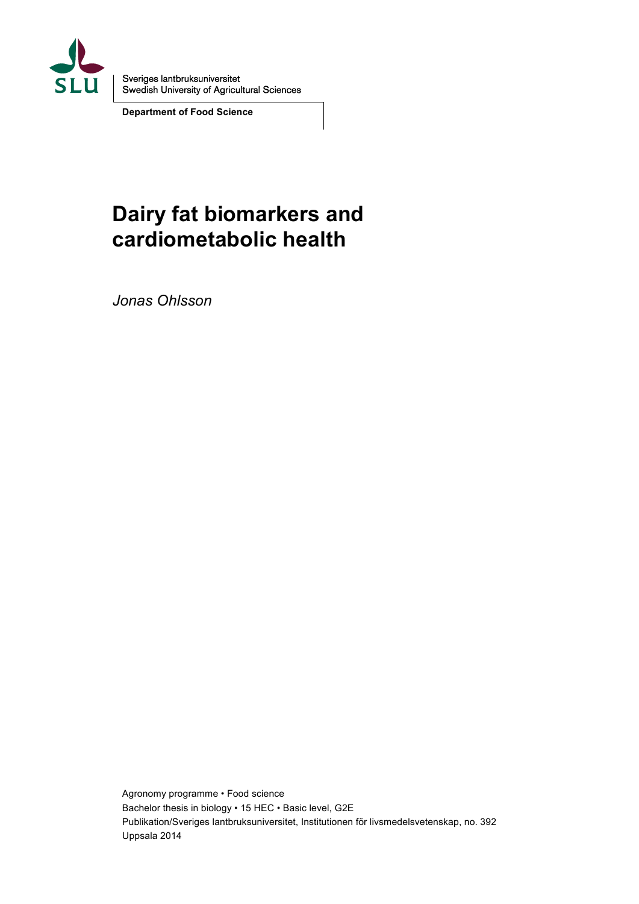Sveriges lantbruksuniversitet
Swedish University of Agricultural Sciences

**Department of Food Science**

# Dairy fat biomarkers and cardiometabolic health

*Jonas Ohlsson*

Agronomy programme • Food science
Bachelor thesis in biology • 15 HEC • Basic level, G2E
Publikation/Sveriges lantbruksuniversitet, Institutionen för livsmedelsvetenskap, no. 392
Uppsala 2014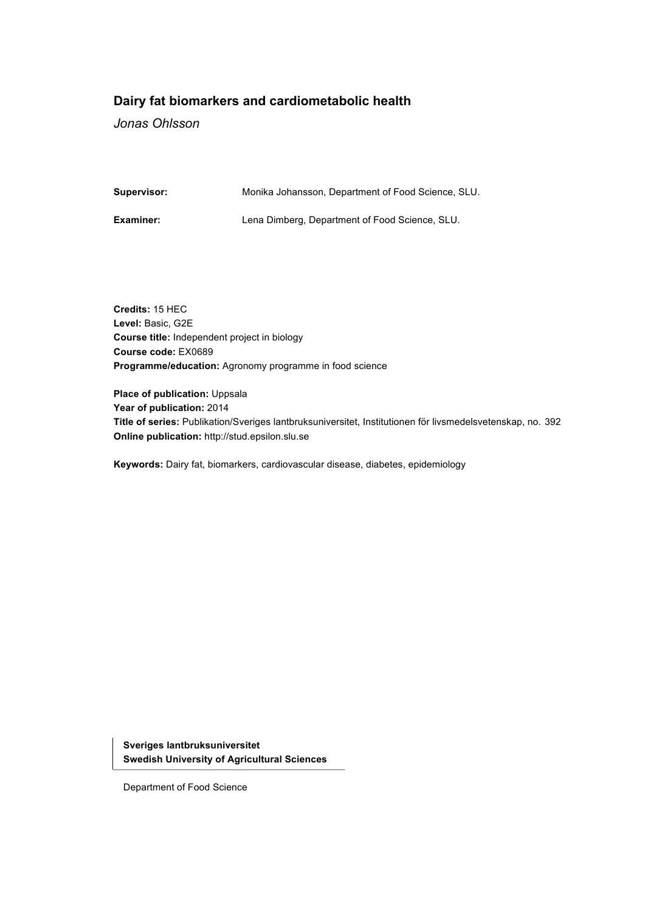**Dairy fat biomarkers and cardiometabolic health**

*Jonas Ohlsson*

**Supervisor:** Monika Johansson, Department of Food Science, SLU.

**Examiner:** Lena Dimberg, Department of Food Science, SLU.

**Credits:** 15 HEC
**Level:** Basic, G2E
**Course title:** Independent project in biology
**Course code:** EX0689
**Programme/education:** Agronomy programme in food science

**Place of publication:** Uppsala
**Year of publication:** 2014
**Title of series:** Publikation/Sveriges lantbruksuniversitet, Institutionen för livsmedelsvetenskap, no. 392
**Online publication:** http://stud.epsilon.slu.se

**Keywords:** Dairy fat, biomarkers, cardiovascular disease, diabetes, epidemiology

**Sveriges lantbruksuniversitet**
**Swedish University of Agricultural Sciences**

Department of Food Science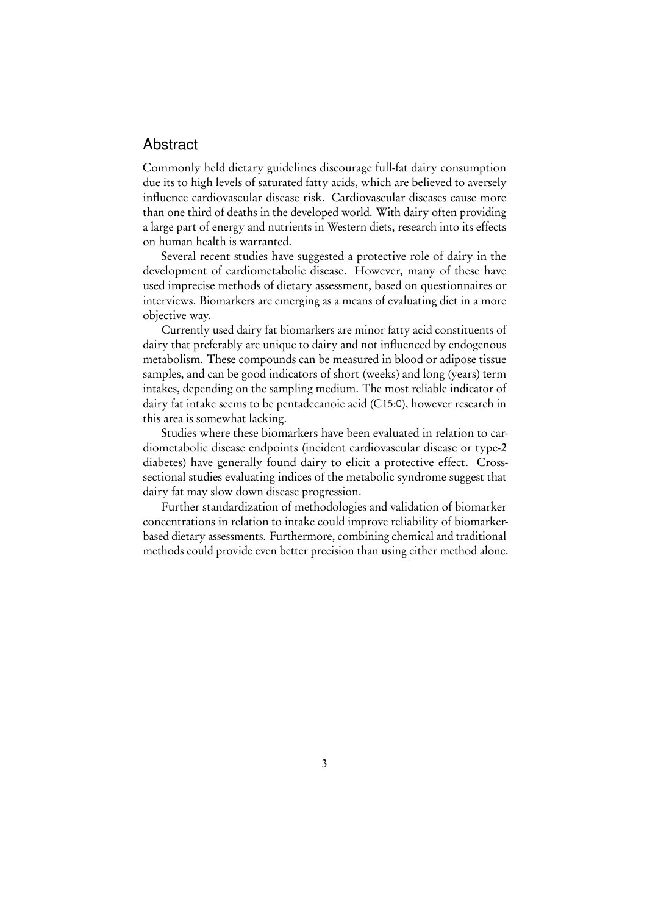# Abstract

Commonly held dietary guidelines discourage full-fat dairy consumption due its to high levels of saturated fatty acids, which are believed to aversely influence cardiovascular disease risk. Cardiovascular diseases cause more than one third of deaths in the developed world. With dairy often providing a large part of energy and nutrients in Western diets, research into its effects on human health is warranted.

Several recent studies have suggested a protective role of dairy in the development of cardiometabolic disease. However, many of these have used imprecise methods of dietary assessment, based on questionnaires or interviews. Biomarkers are emerging as a means of evaluating diet in a more objective way.

Currently used dairy fat biomarkers are minor fatty acid constituents of dairy that preferably are unique to dairy and not influenced by endogenous metabolism. These compounds can be measured in blood or adipose tissue samples, and can be good indicators of short (weeks) and long (years) term intakes, depending on the sampling medium. The most reliable indicator of dairy fat intake seems to be pentadecanoic acid (C15:0), however research in this area is somewhat lacking.

Studies where these biomarkers have been evaluated in relation to cardiometabolic disease endpoints (incident cardiovascular disease or type-2 diabetes) have generally found dairy to elicit a protective effect. Cross-sectional studies evaluating indices of the metabolic syndrome suggest that dairy fat may slow down disease progression.

Further standardization of methodologies and validation of biomarker concentrations in relation to intake could improve reliability of biomarker-based dietary assessments. Furthermore, combining chemical and traditional methods could provide even better precision than using either method alone.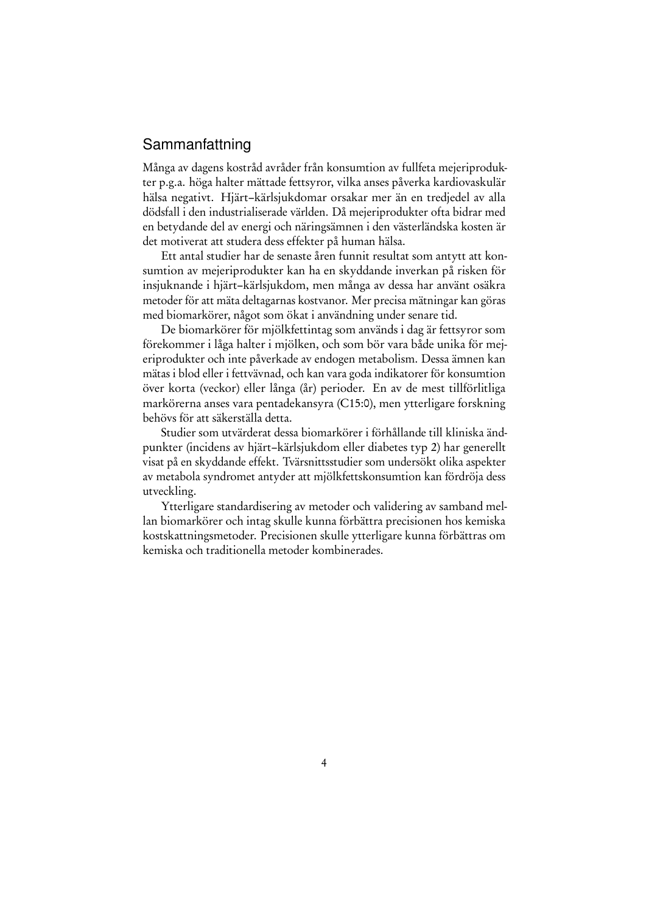## Sammanfattning

Många av dagens kostråd avråder från konsumtion av fullfeta mejeriprodukter p.g.a. höga halter mättade fettsyror, vilka anses påverka kardiovaskulär hälsa negativt. Hjärt–kärlsjukdomar orsakar mer än en tredjedel av alla dödsfall i den industrialiserade världen. Då mejeriprodukter ofta bidrar med en betydande del av energi och näringsämnen i den västerländska kosten är det motiverat att studera dess effekter på human hälsa.

Ett antal studier har de senaste åren funnit resultat som antytt att konsumtion av mejeriprodukter kan ha en skyddande inverkan på risken för insjuknande i hjärt–kärlsjukdom, men många av dessa har använt osäkra metoder för att mäta deltagarnas kostvanor. Mer precisa mätningar kan göras med biomarkörer, något som ökat i användning under senare tid.

De biomarkörer för mjölkfettintag som används i dag är fettsyror som förekommer i låga halter i mjölken, och som bör vara både unika för mejeriprodukter och inte påverkade av endogen metabolism. Dessa ämnen kan mätas i blod eller i fettvävnad, och kan vara goda indikatorer för konsumtion över korta (veckor) eller långa (år) perioder. En av de mest tillförlitliga markörerna anses vara pentadekansyra (C15:0), men ytterligare forskning behövs för att säkerställa detta.

Studier som utvärderat dessa biomarkörer i förhållande till kliniska ändpunkter (incidens av hjärt–kärlsjukdom eller diabetes typ 2) har generellt visat på en skyddande effekt. Tvärsnittsstudier som undersökt olika aspekter av metabola syndromet antyder att mjölkfettskonsumtion kan fördröja dess utveckling.

Ytterligare standardisering av metoder och validering av samband mellan biomarkörer och intag skulle kunna förbättra precisionen hos kemiska kostskattningsmetoder. Precisionen skulle ytterligare kunna förbättras om kemiska och traditionella metoder kombinerades.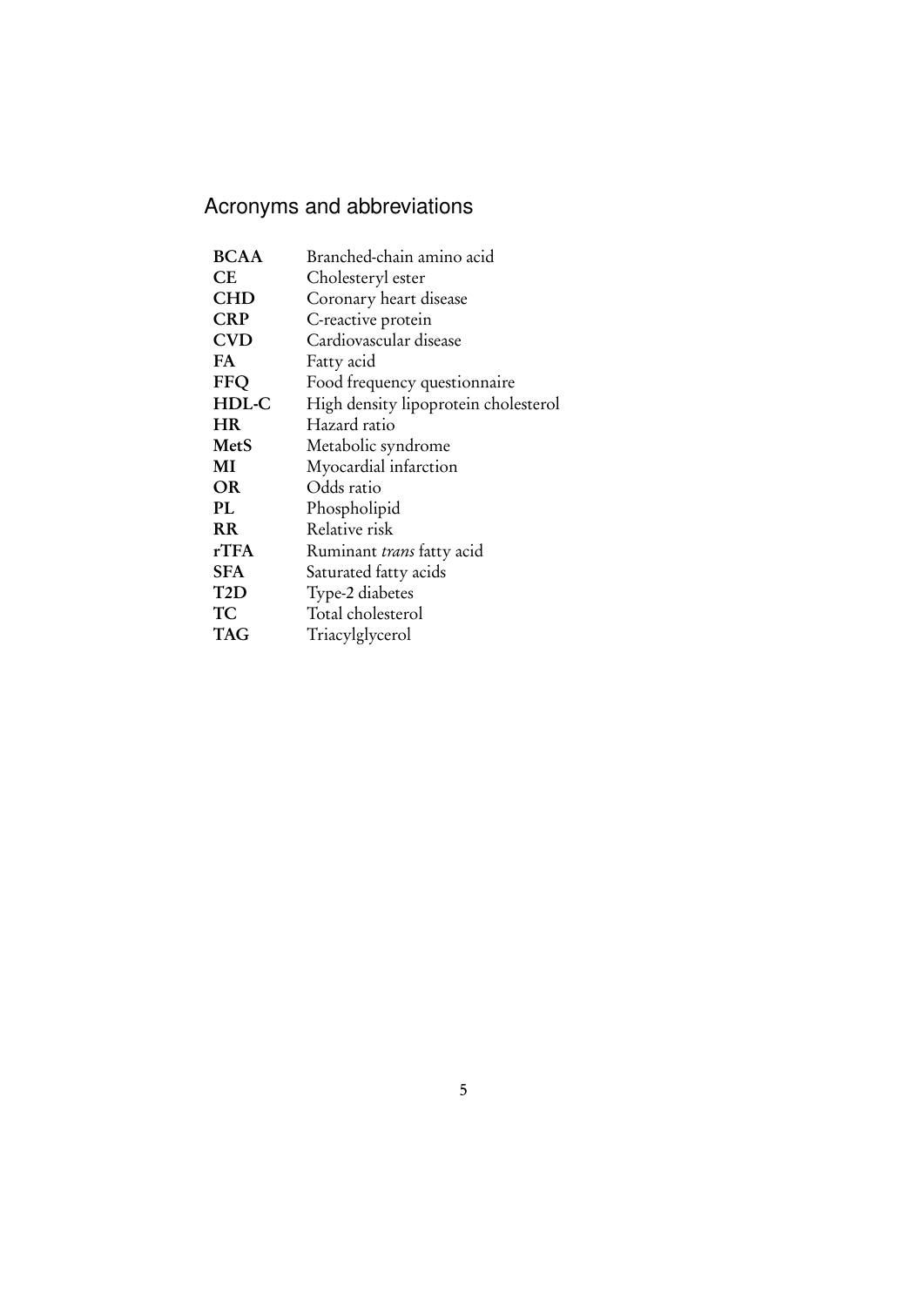# Acronyms and abbreviations

| | |
|---|---|
| **BCAA** | Branched-chain amino acid |
| **CE** | Cholesteryl ester |
| **CHD** | Coronary heart disease |
| **CRP** | C-reactive protein |
| **CVD** | Cardiovascular disease |
| **FA** | Fatty acid |
| **FFQ** | Food frequency questionnaire |
| **HDL-C** | High density lipoprotein cholesterol |
| **HR** | Hazard ratio |
| **MetS** | Metabolic syndrome |
| **MI** | Myocardial infarction |
| **OR** | Odds ratio |
| **PL** | Phospholipid |
| **RR** | Relative risk |
| **rTFA** | Ruminant *trans* fatty acid |
| **SFA** | Saturated fatty acids |
| **T2D** | Type-2 diabetes |
| **TC** | Total cholesterol |
| **TAG** | Triacylglycerol |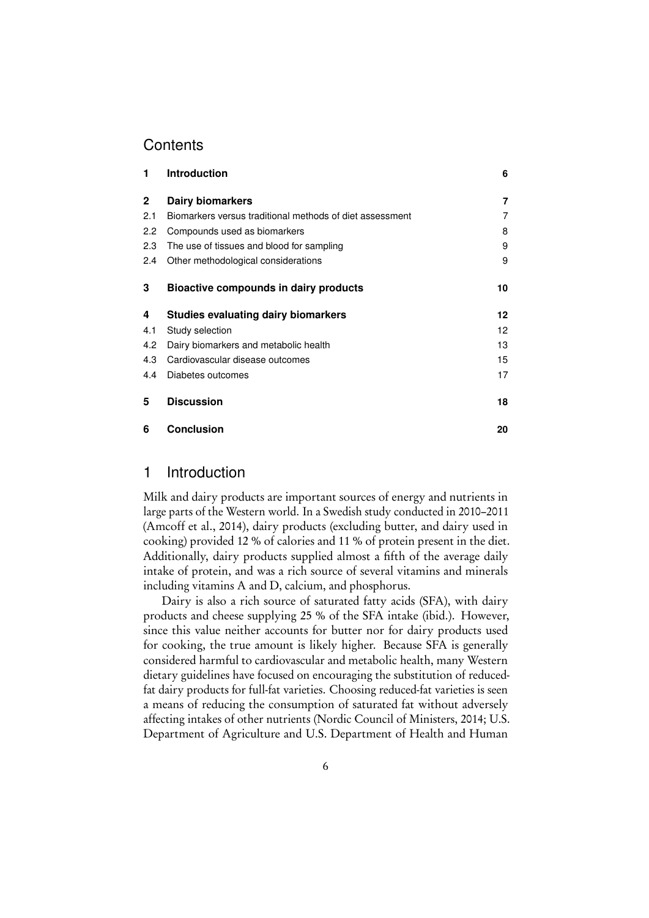## Contents

| | | |
|---|---|---|
| **1** | **Introduction** | **6** |
| **2** | **Dairy biomarkers** | **7** |
| 2.1 | Biomarkers versus traditional methods of diet assessment | 7 |
| 2.2 | Compounds used as biomarkers | 8 |
| 2.3 | The use of tissues and blood for sampling | 9 |
| 2.4 | Other methodological considerations | 9 |
| **3** | **Bioactive compounds in dairy products** | **10** |
| **4** | **Studies evaluating dairy biomarkers** | **12** |
| 4.1 | Study selection | 12 |
| 4.2 | Dairy biomarkers and metabolic health | 13 |
| 4.3 | Cardiovascular disease outcomes | 15 |
| 4.4 | Diabetes outcomes | 17 |
| **5** | **Discussion** | **18** |
| **6** | **Conclusion** | **20** |

# 1 Introduction

Milk and dairy products are important sources of energy and nutrients in large parts of the Western world. In a Swedish study conducted in 2010–2011 (Amcoff et al., 2014), dairy products (excluding butter, and dairy used in cooking) provided 12 % of calories and 11 % of protein present in the diet. Additionally, dairy products supplied almost a fifth of the average daily intake of protein, and was a rich source of several vitamins and minerals including vitamins A and D, calcium, and phosphorus.

Dairy is also a rich source of saturated fatty acids (SFA), with dairy products and cheese supplying 25 % of the SFA intake (ibid.). However, since this value neither accounts for butter nor for dairy products used for cooking, the true amount is likely higher. Because SFA is generally considered harmful to cardiovascular and metabolic health, many Western dietary guidelines have focused on encouraging the substitution of reduced-fat dairy products for full-fat varieties. Choosing reduced-fat varieties is seen a means of reducing the consumption of saturated fat without adversely affecting intakes of other nutrients (Nordic Council of Ministers, 2014; U.S. Department of Agriculture and U.S. Department of Health and Human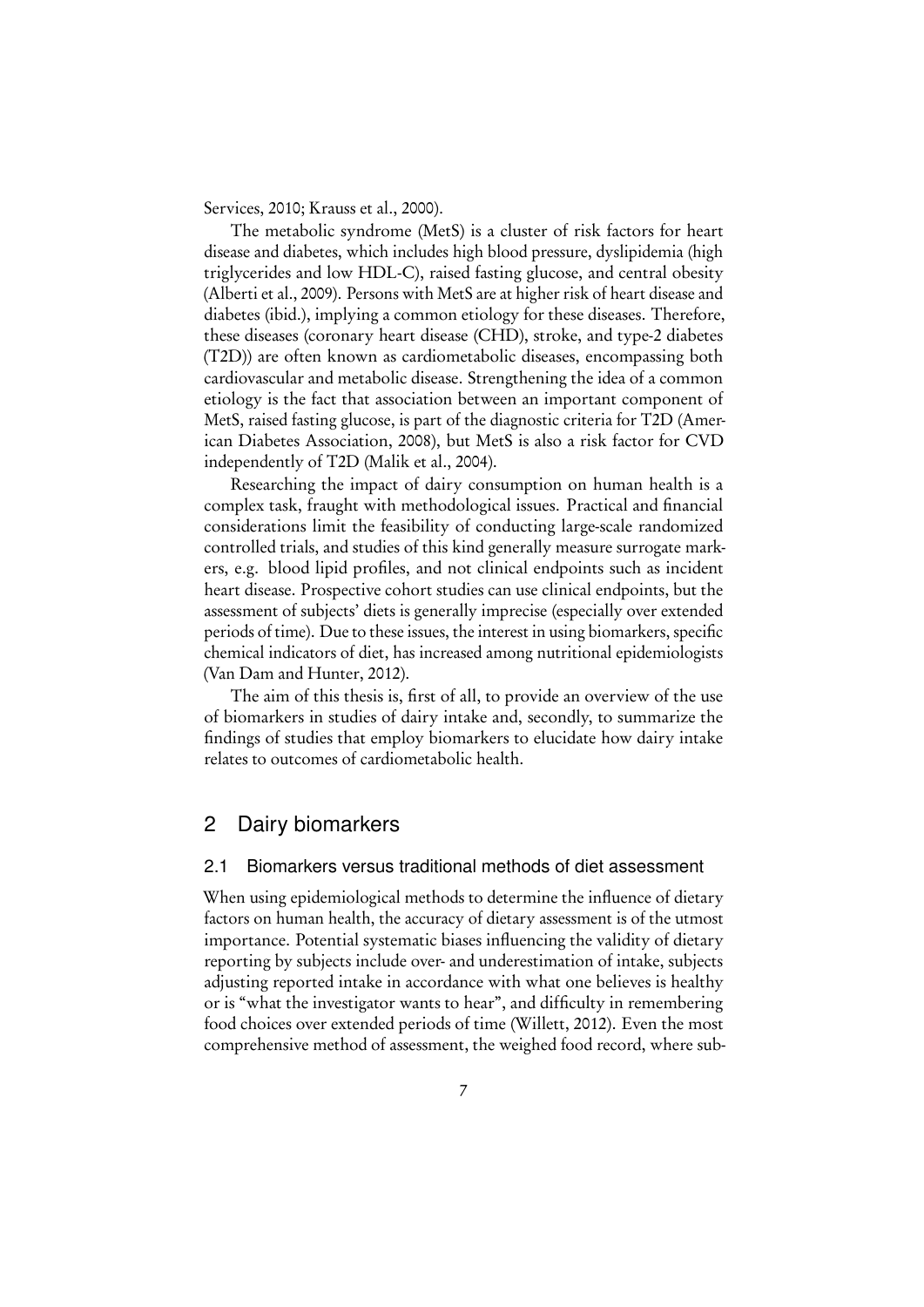Services, 2010; Krauss et al., 2000).

The metabolic syndrome (MetS) is a cluster of risk factors for heart disease and diabetes, which includes high blood pressure, dyslipidemia (high triglycerides and low HDL-C), raised fasting glucose, and central obesity (Alberti et al., 2009). Persons with MetS are at higher risk of heart disease and diabetes (ibid.), implying a common etiology for these diseases. Therefore, these diseases (coronary heart disease (CHD), stroke, and type-2 diabetes (T2D)) are often known as cardiometabolic diseases, encompassing both cardiovascular and metabolic disease. Strengthening the idea of a common etiology is the fact that association between an important component of MetS, raised fasting glucose, is part of the diagnostic criteria for T2D (American Diabetes Association, 2008), but MetS is also a risk factor for CVD independently of T2D (Malik et al., 2004).

Researching the impact of dairy consumption on human health is a complex task, fraught with methodological issues. Practical and financial considerations limit the feasibility of conducting large-scale randomized controlled trials, and studies of this kind generally measure surrogate markers, e.g. blood lipid profiles, and not clinical endpoints such as incident heart disease. Prospective cohort studies can use clinical endpoints, but the assessment of subjects' diets is generally imprecise (especially over extended periods of time). Due to these issues, the interest in using biomarkers, specific chemical indicators of diet, has increased among nutritional epidemiologists (Van Dam and Hunter, 2012).

The aim of this thesis is, first of all, to provide an overview of the use of biomarkers in studies of dairy intake and, secondly, to summarize the findings of studies that employ biomarkers to elucidate how dairy intake relates to outcomes of cardiometabolic health.

# 2 Dairy biomarkers

## 2.1 Biomarkers versus traditional methods of diet assessment

When using epidemiological methods to determine the influence of dietary factors on human health, the accuracy of dietary assessment is of the utmost importance. Potential systematic biases influencing the validity of dietary reporting by subjects include over- and underestimation of intake, subjects adjusting reported intake in accordance with what one believes is healthy or is "what the investigator wants to hear", and difficulty in remembering food choices over extended periods of time (Willett, 2012). Even the most comprehensive method of assessment, the weighed food record, where sub-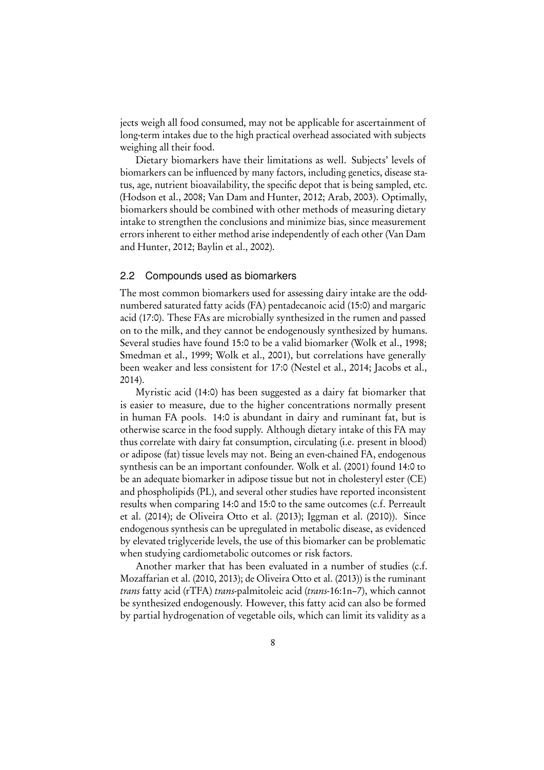jects weigh all food consumed, may not be applicable for ascertainment of long-term intakes due to the high practical overhead associated with subjects weighing all their food.

Dietary biomarkers have their limitations as well. Subjects' levels of biomarkers can be influenced by many factors, including genetics, disease status, age, nutrient bioavailability, the specific depot that is being sampled, etc. (Hodson et al., 2008; Van Dam and Hunter, 2012; Arab, 2003). Optimally, biomarkers should be combined with other methods of measuring dietary intake to strengthen the conclusions and minimize bias, since measurement errors inherent to either method arise independently of each other (Van Dam and Hunter, 2012; Baylin et al., 2002).

## 2.2 Compounds used as biomarkers

The most common biomarkers used for assessing dairy intake are the odd-numbered saturated fatty acids (FA) pentadecanoic acid (15:0) and margaric acid (17:0). These FAs are microbially synthesized in the rumen and passed on to the milk, and they cannot be endogenously synthesized by humans. Several studies have found 15:0 to be a valid biomarker (Wolk et al., 1998; Smedman et al., 1999; Wolk et al., 2001), but correlations have generally been weaker and less consistent for 17:0 (Nestel et al., 2014; Jacobs et al., 2014).

Myristic acid (14:0) has been suggested as a dairy fat biomarker that is easier to measure, due to the higher concentrations normally present in human FA pools. 14:0 is abundant in dairy and ruminant fat, but is otherwise scarce in the food supply. Although dietary intake of this FA may thus correlate with dairy fat consumption, circulating (i.e. present in blood) or adipose (fat) tissue levels may not. Being an even-chained FA, endogenous synthesis can be an important confounder. Wolk et al. (2001) found 14:0 to be an adequate biomarker in adipose tissue but not in cholesteryl ester (CE) and phospholipids (PL), and several other studies have reported inconsistent results when comparing 14:0 and 15:0 to the same outcomes (c.f. Perreault et al. (2014); de Oliveira Otto et al. (2013); Iggman et al. (2010)). Since endogenous synthesis can be upregulated in metabolic disease, as evidenced by elevated triglyceride levels, the use of this biomarker can be problematic when studying cardiometabolic outcomes or risk factors.

Another marker that has been evaluated in a number of studies (c.f. Mozaffarian et al. (2010, 2013); de Oliveira Otto et al. (2013)) is the ruminant *trans* fatty acid (rTFA) *trans*-palmitoleic acid (*trans*-16:1n–7), which cannot be synthesized endogenously. However, this fatty acid can also be formed by partial hydrogenation of vegetable oils, which can limit its validity as a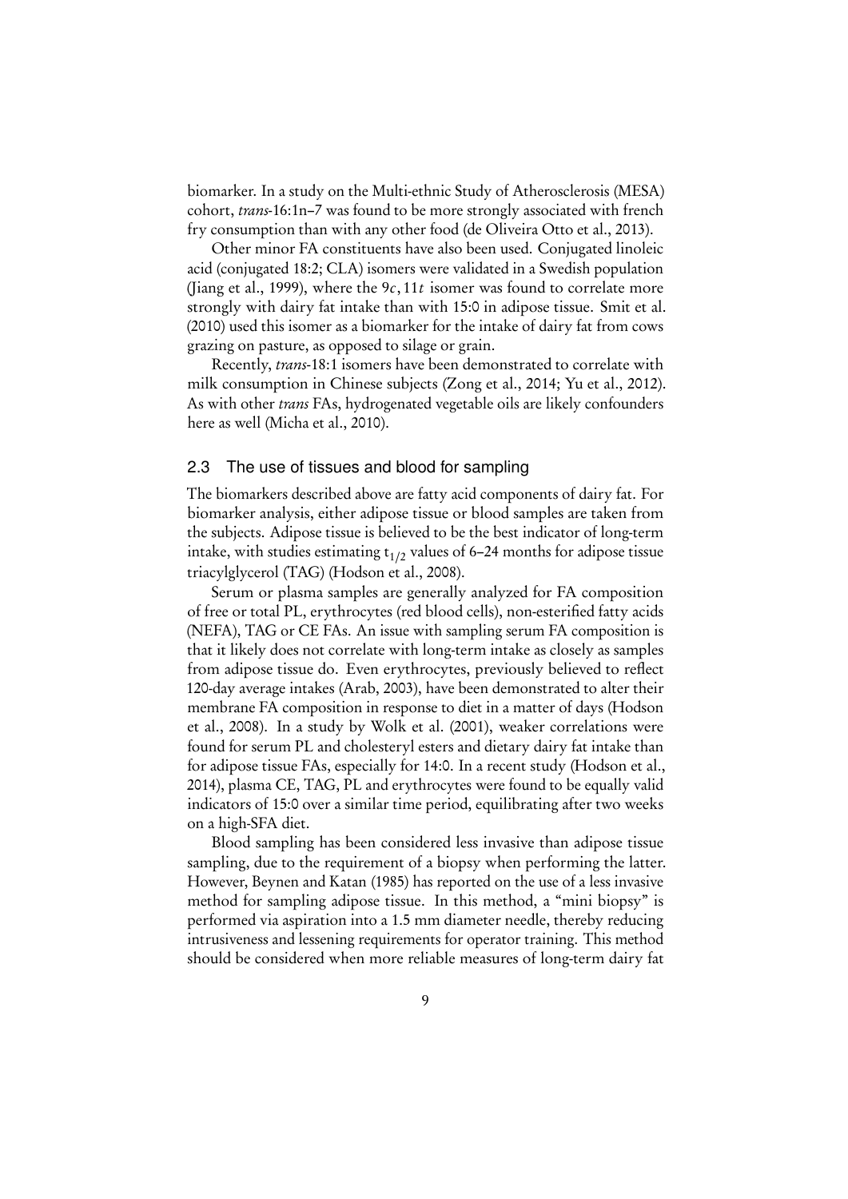biomarker. In a study on the Multi-ethnic Study of Atherosclerosis (MESA) cohort, *trans*-16:1n–7 was found to be more strongly associated with french fry consumption than with any other food (de Oliveira Otto et al., 2013).

Other minor FA constituents have also been used. Conjugated linoleic acid (conjugated 18:2; CLA) isomers were validated in a Swedish population (Jiang et al., 1999), where the $9c, 11t$ isomer was found to correlate more strongly with dairy fat intake than with 15:0 in adipose tissue. Smit et al. (2010) used this isomer as a biomarker for the intake of dairy fat from cows grazing on pasture, as opposed to silage or grain.

Recently, *trans*-18:1 isomers have been demonstrated to correlate with milk consumption in Chinese subjects (Zong et al., 2014; Yu et al., 2012). As with other *trans* FAs, hydrogenated vegetable oils are likely confounders here as well (Micha et al., 2010).

## 2.3 The use of tissues and blood for sampling

The biomarkers described above are fatty acid components of dairy fat. For biomarker analysis, either adipose tissue or blood samples are taken from the subjects. Adipose tissue is believed to be the best indicator of long-term intake, with studies estimating $t_{1/2}$ values of 6–24 months for adipose tissue triacylglycerol (TAG) (Hodson et al., 2008).

Serum or plasma samples are generally analyzed for FA composition of free or total PL, erythrocytes (red blood cells), non-esterified fatty acids (NEFA), TAG or CE FAs. An issue with sampling serum FA composition is that it likely does not correlate with long-term intake as closely as samples from adipose tissue do. Even erythrocytes, previously believed to reflect 120-day average intakes (Arab, 2003), have been demonstrated to alter their membrane FA composition in response to diet in a matter of days (Hodson et al., 2008). In a study by Wolk et al. (2001), weaker correlations were found for serum PL and cholesteryl esters and dietary dairy fat intake than for adipose tissue FAs, especially for 14:0. In a recent study (Hodson et al., 2014), plasma CE, TAG, PL and erythrocytes were found to be equally valid indicators of 15:0 over a similar time period, equilibrating after two weeks on a high-SFA diet.

Blood sampling has been considered less invasive than adipose tissue sampling, due to the requirement of a biopsy when performing the latter. However, Beynen and Katan (1985) has reported on the use of a less invasive method for sampling adipose tissue. In this method, a "mini biopsy" is performed via aspiration into a 1.5 mm diameter needle, thereby reducing intrusiveness and lessening requirements for operator training. This method should be considered when more reliable measures of long-term dairy fat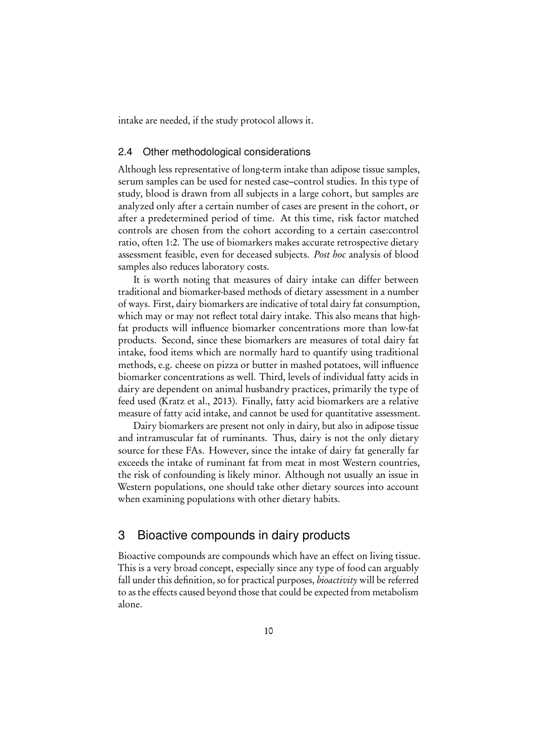intake are needed, if the study protocol allows it.

### 2.4 Other methodological considerations

Although less representative of long-term intake than adipose tissue samples, serum samples can be used for nested case–control studies. In this type of study, blood is drawn from all subjects in a large cohort, but samples are analyzed only after a certain number of cases are present in the cohort, or after a predetermined period of time. At this time, risk factor matched controls are chosen from the cohort according to a certain case:control ratio, often 1:2. The use of biomarkers makes accurate retrospective dietary assessment feasible, even for deceased subjects. *Post hoc* analysis of blood samples also reduces laboratory costs.

It is worth noting that measures of dairy intake can differ between traditional and biomarker-based methods of dietary assessment in a number of ways. First, dairy biomarkers are indicative of total dairy fat consumption, which may or may not reflect total dairy intake. This also means that high-fat products will influence biomarker concentrations more than low-fat products. Second, since these biomarkers are measures of total dairy fat intake, food items which are normally hard to quantify using traditional methods, e.g. cheese on pizza or butter in mashed potatoes, will influence biomarker concentrations as well. Third, levels of individual fatty acids in dairy are dependent on animal husbandry practices, primarily the type of feed used (Kratz et al., 2013). Finally, fatty acid biomarkers are a relative measure of fatty acid intake, and cannot be used for quantitative assessment.

Dairy biomarkers are present not only in dairy, but also in adipose tissue and intramuscular fat of ruminants. Thus, dairy is not the only dietary source for these FAs. However, since the intake of dairy fat generally far exceeds the intake of ruminant fat from meat in most Western countries, the risk of confounding is likely minor. Although not usually an issue in Western populations, one should take other dietary sources into account when examining populations with other dietary habits.

## 3 Bioactive compounds in dairy products

Bioactive compounds are compounds which have an effect on living tissue. This is a very broad concept, especially since any type of food can arguably fall under this definition, so for practical purposes, *bioactivity* will be referred to as the effects caused beyond those that could be expected from metabolism alone.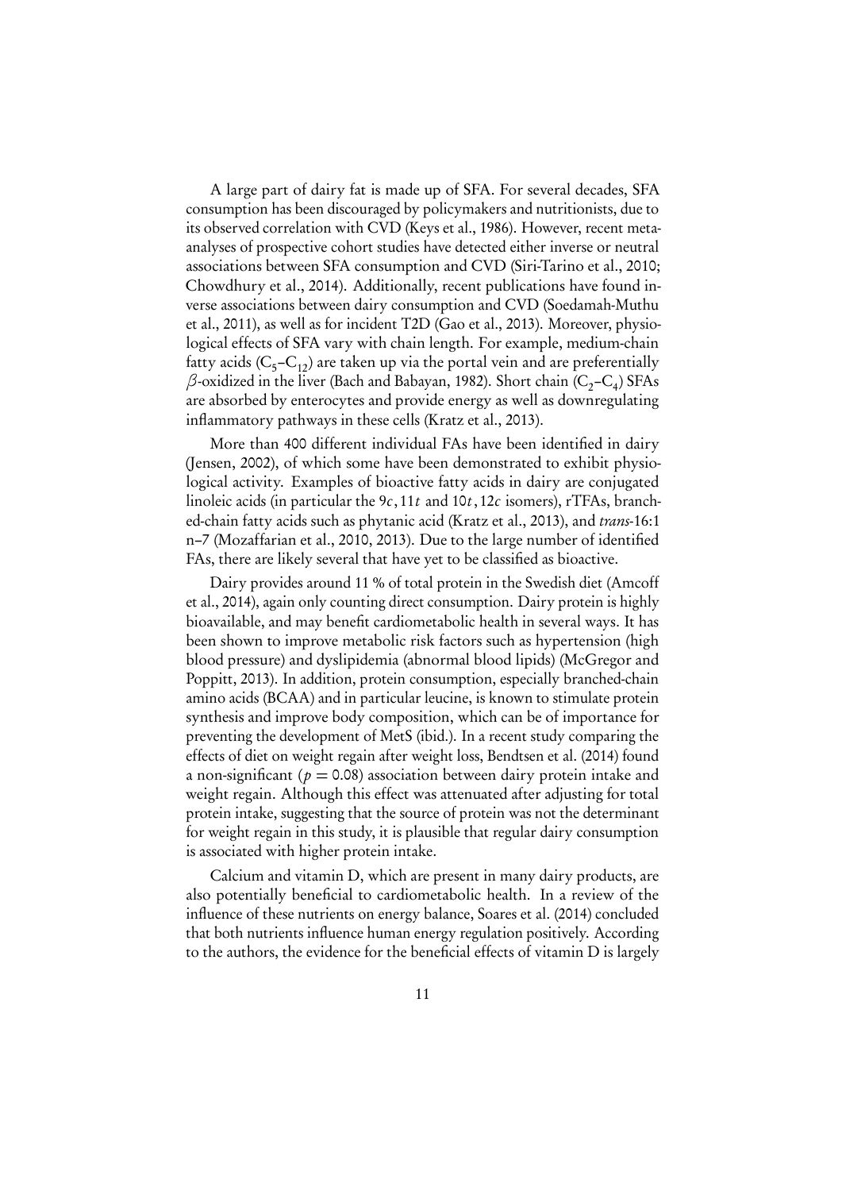A large part of dairy fat is made up of SFA. For several decades, SFA consumption has been discouraged by policymakers and nutritionists, due to its observed correlation with CVD (Keys et al., 1986). However, recent meta-analyses of prospective cohort studies have detected either inverse or neutral associations between SFA consumption and CVD (Siri-Tarino et al., 2010; Chowdhury et al., 2014). Additionally, recent publications have found inverse associations between dairy consumption and CVD (Soedamah-Muthu et al., 2011), as well as for incident T2D (Gao et al., 2013). Moreover, physiological effects of SFA vary with chain length. For example, medium-chain fatty acids ($C_5$–$C_{12}$) are taken up via the portal vein and are preferentially $\beta$-oxidized in the liver (Bach and Babayan, 1982). Short chain ($C_2$–$C_4$) SFAs are absorbed by enterocytes and provide energy as well as downregulating inflammatory pathways in these cells (Kratz et al., 2013).

More than 400 different individual FAs have been identified in dairy (Jensen, 2002), of which some have been demonstrated to exhibit physiological activity. Examples of bioactive fatty acids in dairy are conjugated linoleic acids (in particular the $9c, 11t$ and $10t, 12c$ isomers), rTFAs, branched-chain fatty acids such as phytanic acid (Kratz et al., 2013), and *trans*-16:1 n–7 (Mozaffarian et al., 2010, 2013). Due to the large number of identified FAs, there are likely several that have yet to be classified as bioactive.

Dairy provides around 11 % of total protein in the Swedish diet (Amcoff et al., 2014), again only counting direct consumption. Dairy protein is highly bioavailable, and may benefit cardiometabolic health in several ways. It has been shown to improve metabolic risk factors such as hypertension (high blood pressure) and dyslipidemia (abnormal blood lipids) (McGregor and Poppitt, 2013). In addition, protein consumption, especially branched-chain amino acids (BCAA) and in particular leucine, is known to stimulate protein synthesis and improve body composition, which can be of importance for preventing the development of MetS (ibid.). In a recent study comparing the effects of diet on weight regain after weight loss, Bendtsen et al. (2014) found a non-significant ($p = 0.08$) association between dairy protein intake and weight regain. Although this effect was attenuated after adjusting for total protein intake, suggesting that the source of protein was not the determinant for weight regain in this study, it is plausible that regular dairy consumption is associated with higher protein intake.

Calcium and vitamin D, which are present in many dairy products, are also potentially beneficial to cardiometabolic health. In a review of the influence of these nutrients on energy balance, Soares et al. (2014) concluded that both nutrients influence human energy regulation positively. According to the authors, the evidence for the beneficial effects of vitamin D is largely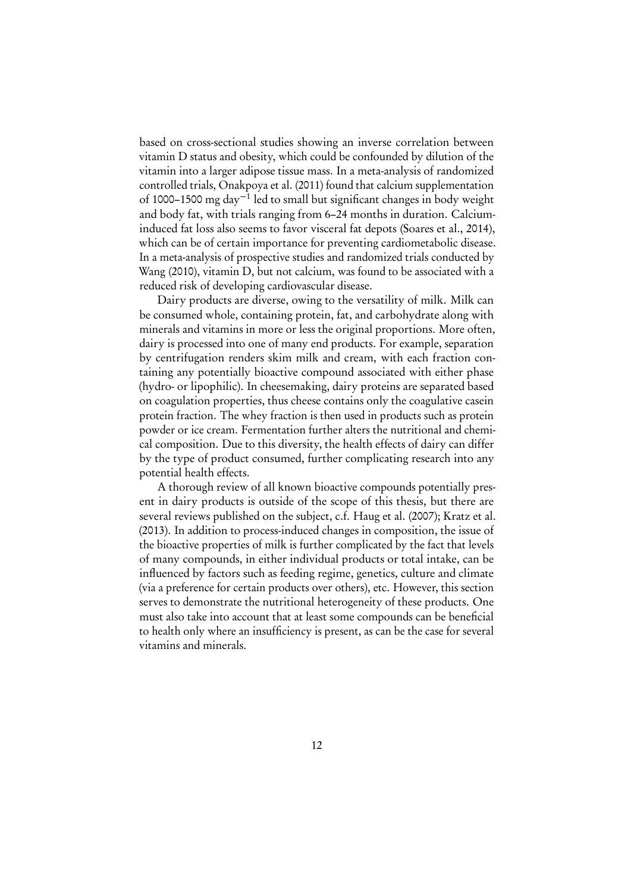based on cross-sectional studies showing an inverse correlation between vitamin D status and obesity, which could be confounded by dilution of the vitamin into a larger adipose tissue mass. In a meta-analysis of randomized controlled trials, Onakpoya et al. (2011) found that calcium supplementation of 1000–1500 mg day$^{-1}$ led to small but significant changes in body weight and body fat, with trials ranging from 6–24 months in duration. Calcium-induced fat loss also seems to favor visceral fat depots (Soares et al., 2014), which can be of certain importance for preventing cardiometabolic disease. In a meta-analysis of prospective studies and randomized trials conducted by Wang (2010), vitamin D, but not calcium, was found to be associated with a reduced risk of developing cardiovascular disease.

Dairy products are diverse, owing to the versatility of milk. Milk can be consumed whole, containing protein, fat, and carbohydrate along with minerals and vitamins in more or less the original proportions. More often, dairy is processed into one of many end products. For example, separation by centrifugation renders skim milk and cream, with each fraction containing any potentially bioactive compound associated with either phase (hydro- or lipophilic). In cheesemaking, dairy proteins are separated based on coagulation properties, thus cheese contains only the coagulative casein protein fraction. The whey fraction is then used in products such as protein powder or ice cream. Fermentation further alters the nutritional and chemical composition. Due to this diversity, the health effects of dairy can differ by the type of product consumed, further complicating research into any potential health effects.

A thorough review of all known bioactive compounds potentially present in dairy products is outside of the scope of this thesis, but there are several reviews published on the subject, c.f. Haug et al. (2007); Kratz et al. (2013). In addition to process-induced changes in composition, the issue of the bioactive properties of milk is further complicated by the fact that levels of many compounds, in either individual products or total intake, can be influenced by factors such as feeding regime, genetics, culture and climate (via a preference for certain products over others), etc. However, this section serves to demonstrate the nutritional heterogeneity of these products. One must also take into account that at least some compounds can be beneficial to health only where an insufficiency is present, as can be the case for several vitamins and minerals.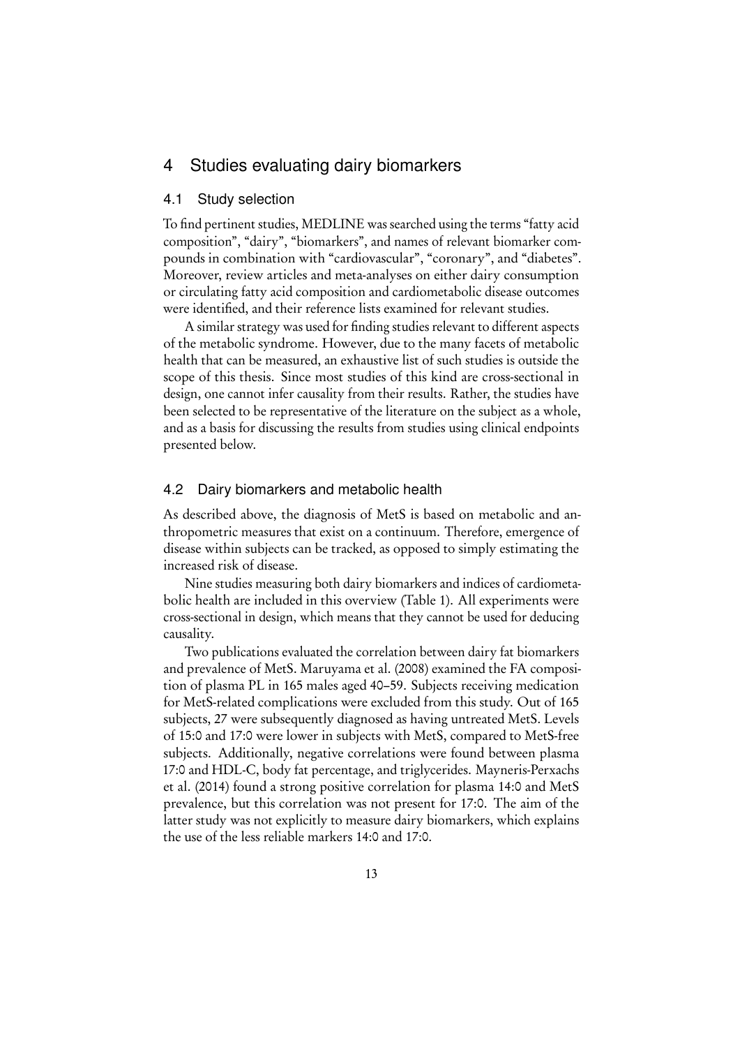# 4 Studies evaluating dairy biomarkers

## 4.1 Study selection

To find pertinent studies, MEDLINE was searched using the terms "fatty acid composition", "dairy", "biomarkers", and names of relevant biomarker compounds in combination with "cardiovascular", "coronary", and "diabetes". Moreover, review articles and meta-analyses on either dairy consumption or circulating fatty acid composition and cardiometabolic disease outcomes were identified, and their reference lists examined for relevant studies.

A similar strategy was used for finding studies relevant to different aspects of the metabolic syndrome. However, due to the many facets of metabolic health that can be measured, an exhaustive list of such studies is outside the scope of this thesis. Since most studies of this kind are cross-sectional in design, one cannot infer causality from their results. Rather, the studies have been selected to be representative of the literature on the subject as a whole, and as a basis for discussing the results from studies using clinical endpoints presented below.

## 4.2 Dairy biomarkers and metabolic health

As described above, the diagnosis of MetS is based on metabolic and anthropometric measures that exist on a continuum. Therefore, emergence of disease within subjects can be tracked, as opposed to simply estimating the increased risk of disease.

Nine studies measuring both dairy biomarkers and indices of cardiometabolic health are included in this overview (Table 1). All experiments were cross-sectional in design, which means that they cannot be used for deducing causality.

Two publications evaluated the correlation between dairy fat biomarkers and prevalence of MetS. Maruyama et al. (2008) examined the FA composition of plasma PL in 165 males aged 40–59. Subjects receiving medication for MetS-related complications were excluded from this study. Out of 165 subjects, 27 were subsequently diagnosed as having untreated MetS. Levels of 15:0 and 17:0 were lower in subjects with MetS, compared to MetS-free subjects. Additionally, negative correlations were found between plasma 17:0 and HDL-C, body fat percentage, and triglycerides. Mayneris-Perxachs et al. (2014) found a strong positive correlation for plasma 14:0 and MetS prevalence, but this correlation was not present for 17:0. The aim of the latter study was not explicitly to measure dairy biomarkers, which explains the use of the less reliable markers 14:0 and 17:0.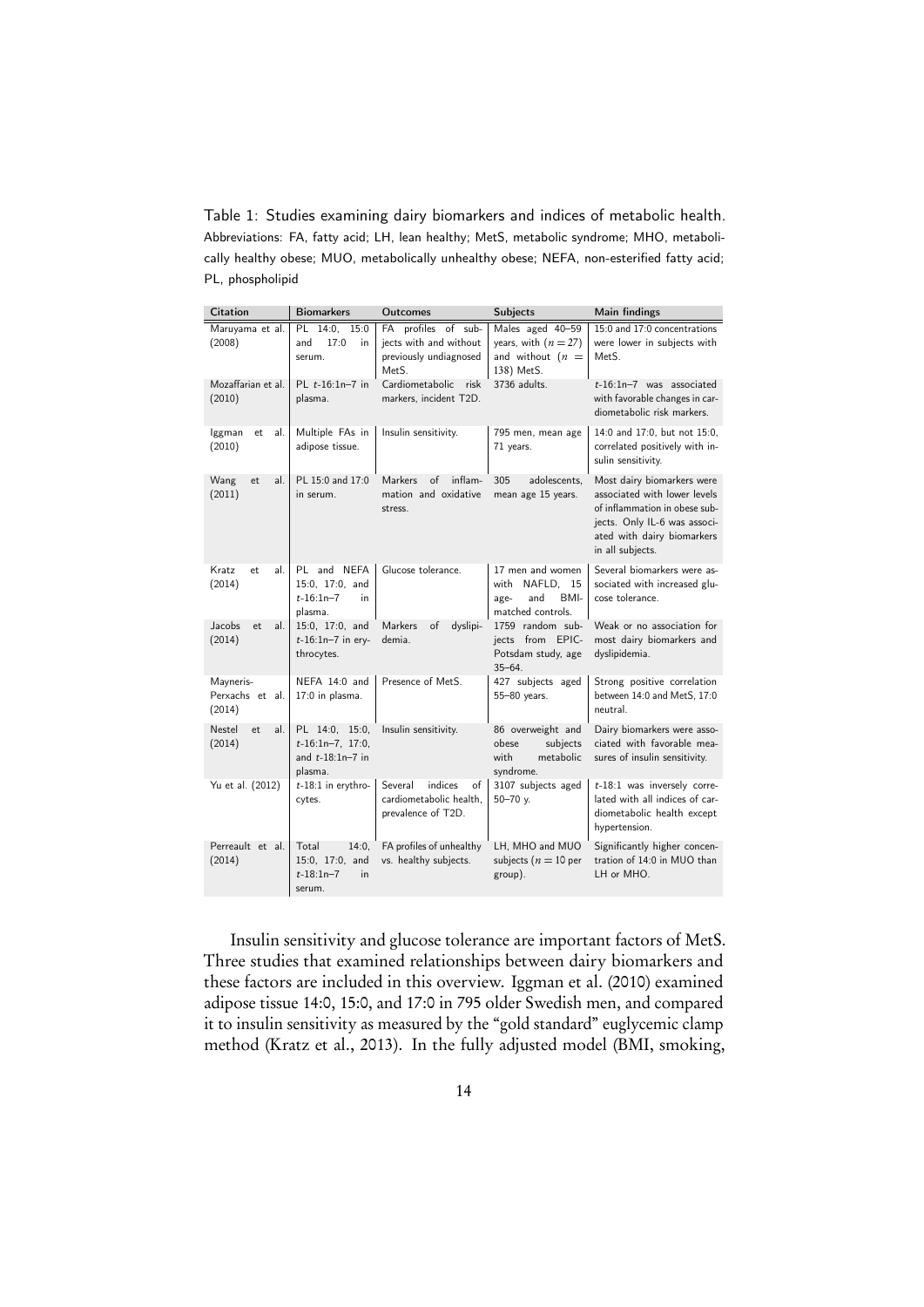Table 1: Studies examining dairy biomarkers and indices of metabolic health. Abbreviations: FA, fatty acid; LH, lean healthy; MetS, metabolic syndrome; MHO, metabolically healthy obese; MUO, metabolically unhealthy obese; NEFA, non-esterified fatty acid; PL, phospholipid

| Citation | Biomarkers | Outcomes | Subjects | Main findings |
| --- | --- | --- | --- | --- |
| Maruyama et al. (2008) | PL 14:0, 15:0 and 17:0 in serum. | FA profiles of subjects with and without previously undiagnosed MetS. | Males aged 40–59 years, with ($n = 27$) and without ($n = 138$) MetS. | 15:0 and 17:0 concentrations were lower in subjects with MetS. |
| Mozaffarian et al. (2010) | PL *t*-16:1n–7 in plasma. | Cardiometabolic risk markers, incident T2D. | 3736 adults. | *t*-16:1n–7 was associated with favorable changes in cardiometabolic risk markers. |
| Iggman et al. (2010) | Multiple FAs in adipose tissue. | Insulin sensitivity. | 795 men, mean age 71 years. | 14:0 and 17:0, but not 15:0, correlated positively with insulin sensitivity. |
| Wang et al. (2011) | PL 15:0 and 17:0 in serum. | Markers of inflammation and oxidative stress. | 305 adolescents, mean age 15 years. | Most dairy biomarkers were associated with lower levels of inflammation in obese subjects. Only IL-6 was associated with dairy biomarkers in all subjects. |
| Kratz et al. (2014) | PL and NEFA 15:0, 17:0, and *t*-16:1n–7 in plasma. | Glucose tolerance. | 17 men and women with NAFLD, 15 age- and BMI-matched controls. | Several biomarkers were associated with increased glucose tolerance. |
| Jacobs et al. (2014) | 15:0, 17:0, and *t*-16:1n–7 in erythrocytes. | Markers of dyslipidemia. | 1759 random subjects from EPIC-Potsdam study, age 35–64. | Weak or no association for most dairy biomarkers and dyslipidemia. |
| Mayneris-Perxachs et al. (2014) | NEFA 14:0 and 17:0 in plasma. | Presence of MetS. | 427 subjects aged 55–80 years. | Strong positive correlation between 14:0 and MetS, 17:0 neutral. |
| Nestel et al. (2014) | PL 14:0, 15:0, *t*-16:1n–7, 17:0, and *t*-18:1n–7 in plasma. | Insulin sensitivity. | 86 overweight and obese subjects with metabolic syndrome. | Dairy biomarkers were associated with favorable measures of insulin sensitivity. |
| Yu et al. (2012) | *t*-18:1 in erythrocytes. | Several indices of cardiometabolic health, prevalence of T2D. | 3107 subjects aged 50–70 y. | *t*-18:1 was inversely correlated with all indices of cardiometabolic health except hypertension. |
| Perreault et al. (2014) | Total 14:0, 15:0, 17:0, and *t*-18:1n–7 in serum. | FA profiles of unhealthy vs. healthy subjects. | LH, MHO and MUO subjects ($n = 10$ per group). | Significantly higher concentration of 14:0 in MUO than LH or MHO. |

Insulin sensitivity and glucose tolerance are important factors of MetS. Three studies that examined relationships between dairy biomarkers and these factors are included in this overview. Iggman et al. (2010) examined adipose tissue 14:0, 15:0, and 17:0 in 795 older Swedish men, and compared it to insulin sensitivity as measured by the "gold standard" euglycemic clamp method (Kratz et al., 2013). In the fully adjusted model (BMI, smoking,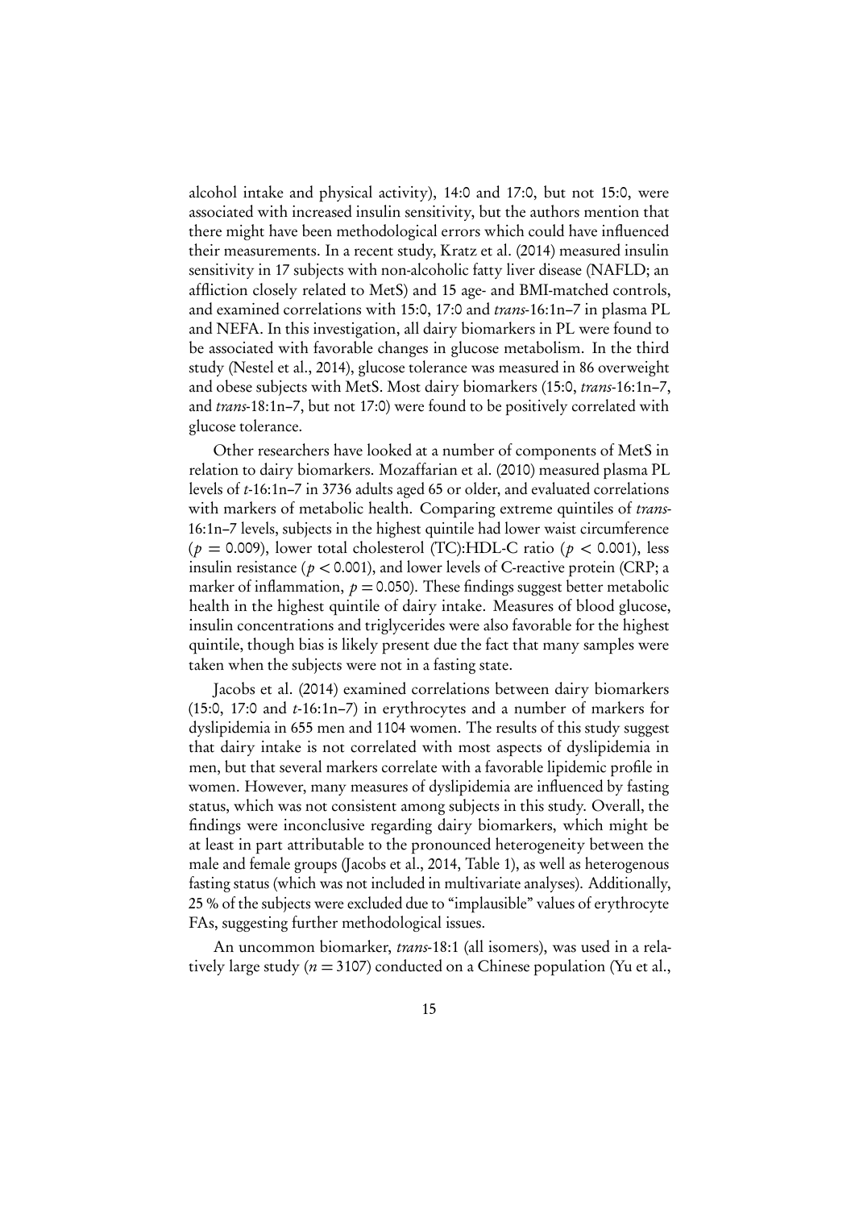alcohol intake and physical activity), 14:0 and 17:0, but not 15:0, were associated with increased insulin sensitivity, but the authors mention that there might have been methodological errors which could have influenced their measurements. In a recent study, Kratz et al. (2014) measured insulin sensitivity in 17 subjects with non-alcoholic fatty liver disease (NAFLD; an affliction closely related to MetS) and 15 age- and BMI-matched controls, and examined correlations with 15:0, 17:0 and *trans*-16:1n–7 in plasma PL and NEFA. In this investigation, all dairy biomarkers in PL were found to be associated with favorable changes in glucose metabolism. In the third study (Nestel et al., 2014), glucose tolerance was measured in 86 overweight and obese subjects with MetS. Most dairy biomarkers (15:0, *trans*-16:1n–7, and *trans*-18:1n–7, but not 17:0) were found to be positively correlated with glucose tolerance.

Other researchers have looked at a number of components of MetS in relation to dairy biomarkers. Mozaffarian et al. (2010) measured plasma PL levels of *t*-16:1n–7 in 3736 adults aged 65 or older, and evaluated correlations with markers of metabolic health. Comparing extreme quintiles of *trans*-16:1n–7 levels, subjects in the highest quintile had lower waist circumference ($p = 0.009$), lower total cholesterol (TC):HDL-C ratio ($p < 0.001$), less insulin resistance ($p < 0.001$), and lower levels of C-reactive protein (CRP; a marker of inflammation, $p = 0.050$). These findings suggest better metabolic health in the highest quintile of dairy intake. Measures of blood glucose, insulin concentrations and triglycerides were also favorable for the highest quintile, though bias is likely present due the fact that many samples were taken when the subjects were not in a fasting state.

Jacobs et al. (2014) examined correlations between dairy biomarkers (15:0, 17:0 and *t*-16:1n–7) in erythrocytes and a number of markers for dyslipidemia in 655 men and 1104 women. The results of this study suggest that dairy intake is not correlated with most aspects of dyslipidemia in men, but that several markers correlate with a favorable lipidemic profile in women. However, many measures of dyslipidemia are influenced by fasting status, which was not consistent among subjects in this study. Overall, the findings were inconclusive regarding dairy biomarkers, which might be at least in part attributable to the pronounced heterogeneity between the male and female groups (Jacobs et al., 2014, Table 1), as well as heterogenous fasting status (which was not included in multivariate analyses). Additionally, 25 % of the subjects were excluded due to "implausible" values of erythrocyte FAs, suggesting further methodological issues.

An uncommon biomarker, *trans*-18:1 (all isomers), was used in a relatively large study ($n = 3107$) conducted on a Chinese population (Yu et al.,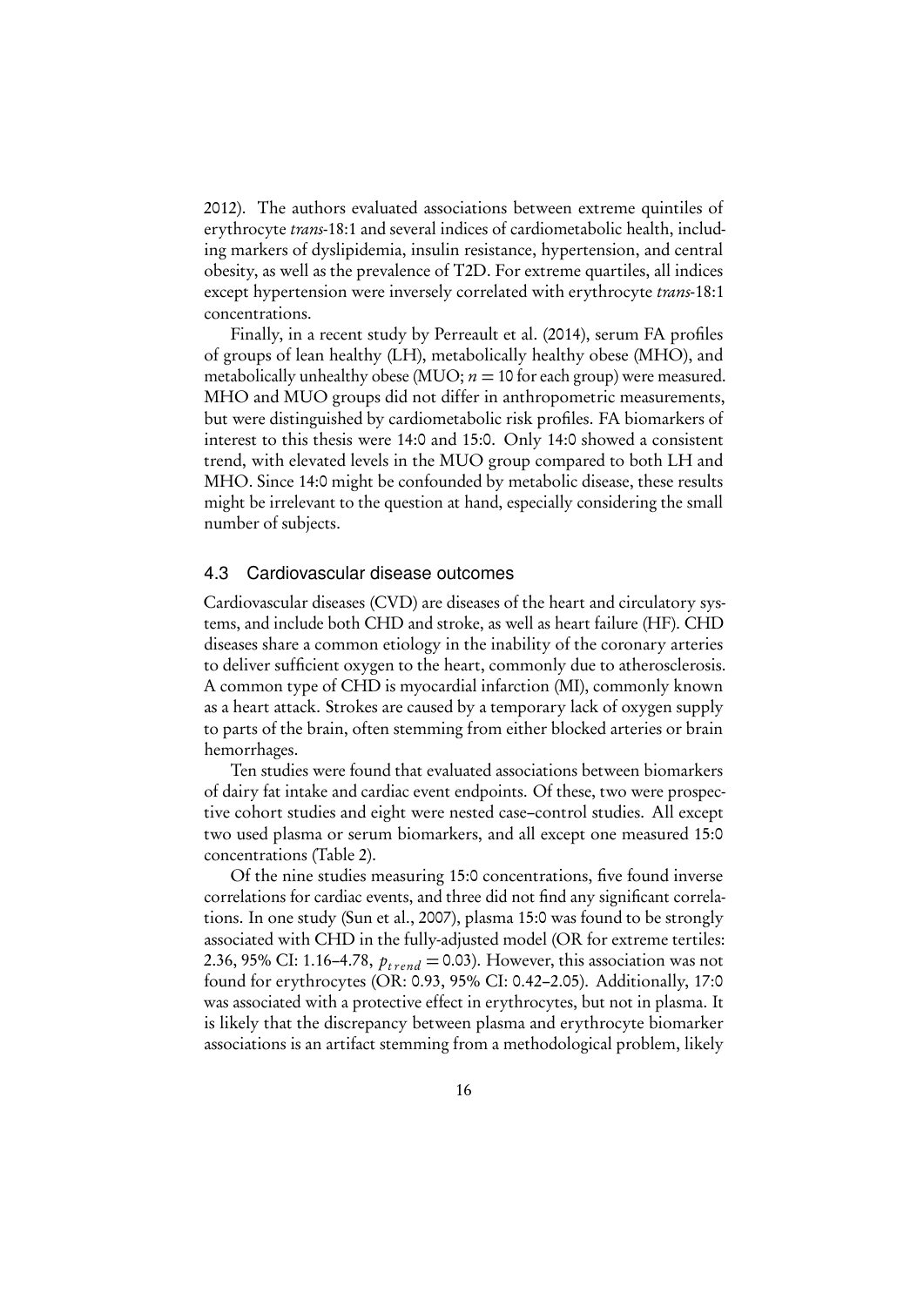2012). The authors evaluated associations between extreme quintiles of erythrocyte *trans*-18:1 and several indices of cardiometabolic health, including markers of dyslipidemia, insulin resistance, hypertension, and central obesity, as well as the prevalence of T2D. For extreme quartiles, all indices except hypertension were inversely correlated with erythrocyte *trans*-18:1 concentrations.

Finally, in a recent study by Perreault et al. (2014), serum FA profiles of groups of lean healthy (LH), metabolically healthy obese (MHO), and metabolically unhealthy obese (MUO; $n = 10$ for each group) were measured. MHO and MUO groups did not differ in anthropometric measurements, but were distinguished by cardiometabolic risk profiles. FA biomarkers of interest to this thesis were 14:0 and 15:0. Only 14:0 showed a consistent trend, with elevated levels in the MUO group compared to both LH and MHO. Since 14:0 might be confounded by metabolic disease, these results might be irrelevant to the question at hand, especially considering the small number of subjects.

## 4.3 Cardiovascular disease outcomes

Cardiovascular diseases (CVD) are diseases of the heart and circulatory systems, and include both CHD and stroke, as well as heart failure (HF). CHD diseases share a common etiology in the inability of the coronary arteries to deliver sufficient oxygen to the heart, commonly due to atherosclerosis. A common type of CHD is myocardial infarction (MI), commonly known as a heart attack. Strokes are caused by a temporary lack of oxygen supply to parts of the brain, often stemming from either blocked arteries or brain hemorrhages.

Ten studies were found that evaluated associations between biomarkers of dairy fat intake and cardiac event endpoints. Of these, two were prospective cohort studies and eight were nested case–control studies. All except two used plasma or serum biomarkers, and all except one measured 15:0 concentrations (Table 2).

Of the nine studies measuring 15:0 concentrations, five found inverse correlations for cardiac events, and three did not find any significant correlations. In one study (Sun et al., 2007), plasma 15:0 was found to be strongly associated with CHD in the fully-adjusted model (OR for extreme tertiles: 2.36, 95% CI: 1.16–4.78, $p_{trend} = 0.03$). However, this association was not found for erythrocytes (OR: 0.93, 95% CI: 0.42–2.05). Additionally, 17:0 was associated with a protective effect in erythrocytes, but not in plasma. It is likely that the discrepancy between plasma and erythrocyte biomarker associations is an artifact stemming from a methodological problem, likely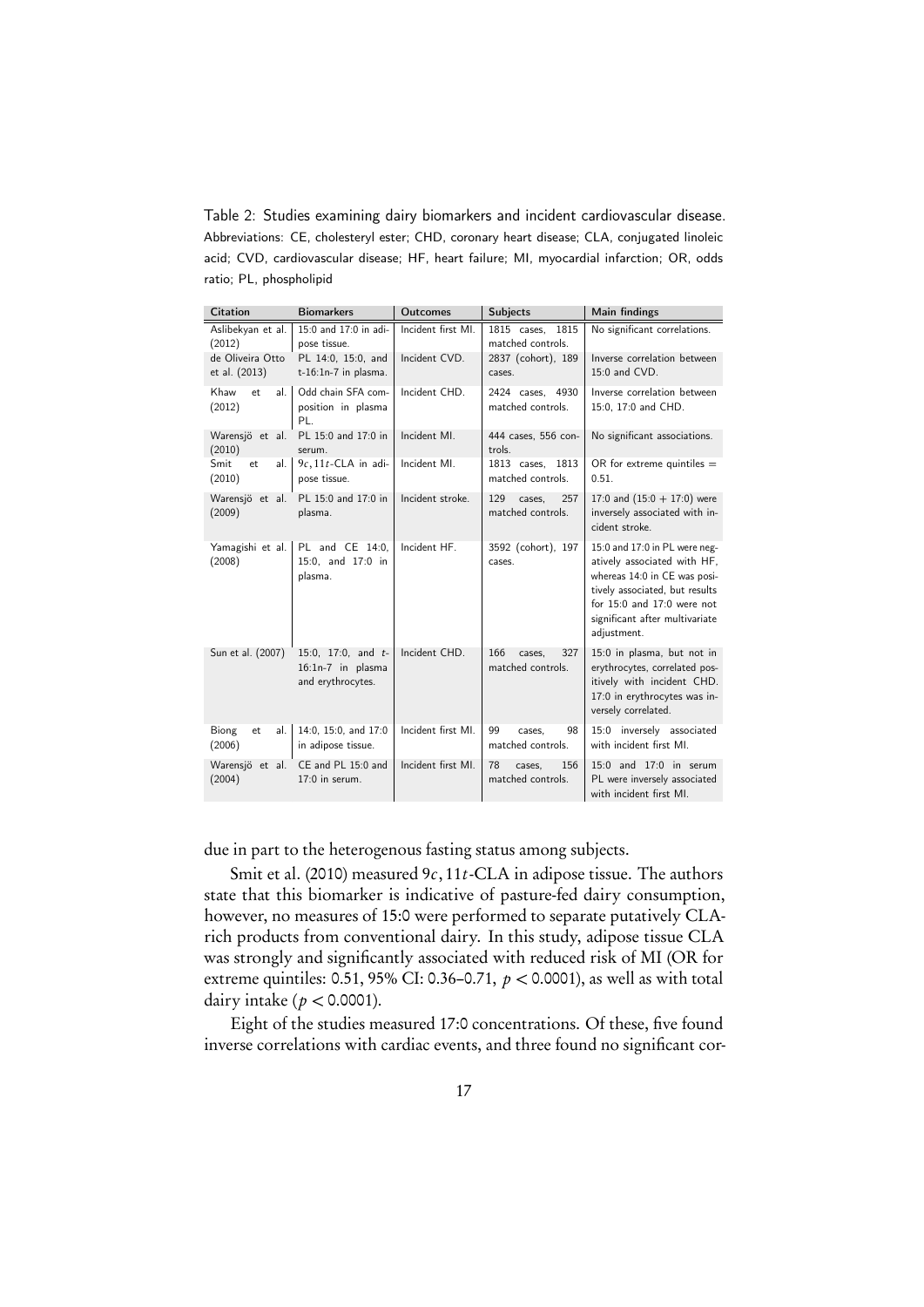Table 2: Studies examining dairy biomarkers and incident cardiovascular disease. Abbreviations: CE, cholesteryl ester; CHD, coronary heart disease; CLA, conjugated linoleic acid; CVD, cardiovascular disease; HF, heart failure; MI, myocardial infarction; OR, odds ratio; PL, phospholipid

| Citation | Biomarkers | Outcomes | Subjects | Main findings |
|---|---|---|---|---|
| Aslibekyan et al. (2012) | 15:0 and 17:0 in adipose tissue. | Incident first MI. | 1815 cases, 1815 matched controls. | No significant correlations. |
| de Oliveira Otto et al. (2013) | PL 14:0, 15:0, and t-16:1n-7 in plasma. | Incident CVD. | 2837 (cohort), 189 cases. | Inverse correlation between 15:0 and CVD. |
| Khaw et al. (2012) | Odd chain SFA composition in plasma PL. | Incident CHD. | 2424 cases, 4930 matched controls. | Inverse correlation between 15:0, 17:0 and CHD. |
| Warensjö et al. (2010) | PL 15:0 and 17:0 in serum. | Incident MI. | 444 cases, 556 controls. | No significant associations. |
| Smit et al. (2010) | $9c,11t$-CLA in adipose tissue. | Incident MI. | 1813 cases, 1813 matched controls. | OR for extreme quintiles = 0.51. |
| Warensjö et al. (2009) | PL 15:0 and 17:0 in plasma. | Incident stroke. | 129 cases, 257 matched controls. | 17:0 and (15:0 + 17:0) were inversely associated with incident stroke. |
| Yamagishi et al. (2008) | PL and CE 14:0, 15:0, and 17:0 in plasma. | Incident HF. | 3592 (cohort), 197 cases. | 15:0 and 17:0 in PL were negatively associated with HF, whereas 14:0 in CE was positively associated, but results for 15:0 and 17:0 were not significant after multivariate adjustment. |
| Sun et al. (2007) | 15:0, 17:0, and t-16:1n-7 in plasma and erythrocytes. | Incident CHD. | 166 cases, 327 matched controls. | 15:0 in plasma, but not in erythrocytes, correlated positively with incident CHD. 17:0 in erythrocytes was inversely correlated. |
| Biong et al. (2006) | 14:0, 15:0, and 17:0 in adipose tissue. | Incident first MI. | 99 cases, 98 matched controls. | 15:0 inversely associated with incident first MI. |
| Warensjö et al. (2004) | CE and PL 15:0 and 17:0 in serum. | Incident first MI. | 78 cases, 156 matched controls. | 15:0 and 17:0 in serum PL were inversely associated with incident first MI. |

due in part to the heterogenous fasting status among subjects.

Smit et al. (2010) measured $9c,11t$-CLA in adipose tissue. The authors state that this biomarker is indicative of pasture-fed dairy consumption, however, no measures of 15:0 were performed to separate putatively CLA-rich products from conventional dairy. In this study, adipose tissue CLA was strongly and significantly associated with reduced risk of MI (OR for extreme quintiles: 0.51, 95% CI: 0.36–0.71, $p < 0.0001$), as well as with total dairy intake ($p < 0.0001$).

Eight of the studies measured 17:0 concentrations. Of these, five found inverse correlations with cardiac events, and three found no significant cor-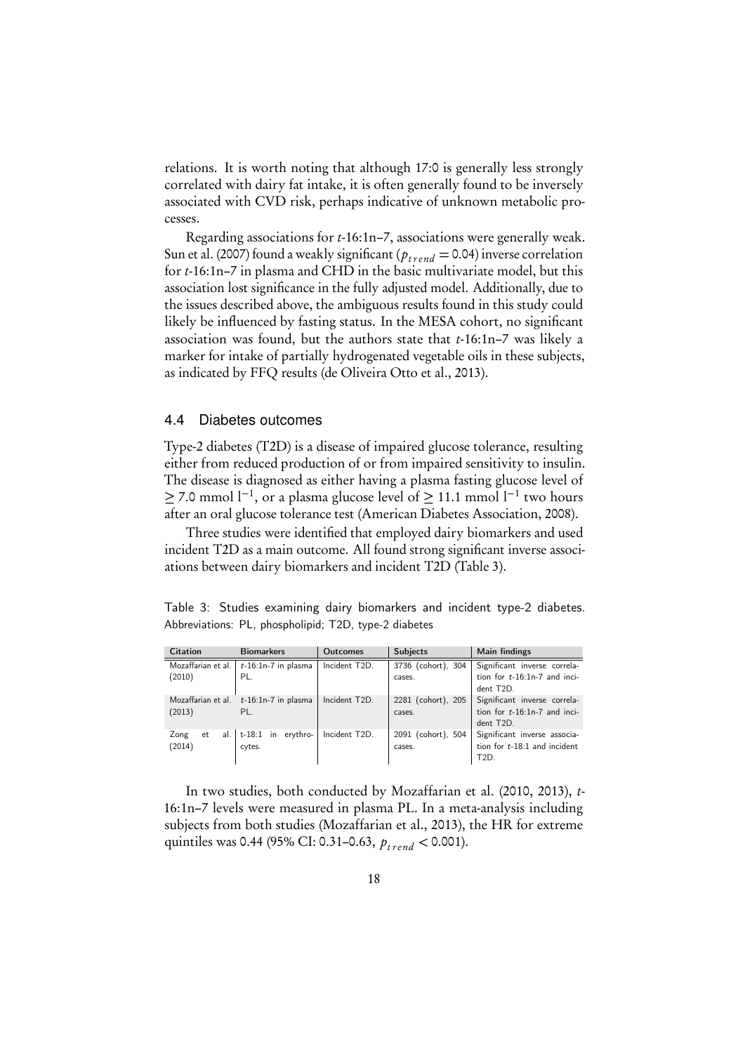relations. It is worth noting that although 17:0 is generally less strongly correlated with dairy fat intake, it is often generally found to be inversely associated with CVD risk, perhaps indicative of unknown metabolic processes.

Regarding associations for *t*-16:1n–7, associations were generally weak. Sun et al. (2007) found a weakly significant ($p_{trend} = 0.04$) inverse correlation for *t*-16:1n–7 in plasma and CHD in the basic multivariate model, but this association lost significance in the fully adjusted model. Additionally, due to the issues described above, the ambiguous results found in this study could likely be influenced by fasting status. In the MESA cohort, no significant association was found, but the authors state that *t*-16:1n–7 was likely a marker for intake of partially hydrogenated vegetable oils in these subjects, as indicated by FFQ results (de Oliveira Otto et al., 2013).

## 4.4 Diabetes outcomes

Type-2 diabetes (T2D) is a disease of impaired glucose tolerance, resulting either from reduced production of or from impaired sensitivity to insulin. The disease is diagnosed as either having a plasma fasting glucose level of $\geq 7.0$ mmol $l^{-1}$, or a plasma glucose level of $\geq 11.1$ mmol $l^{-1}$ two hours after an oral glucose tolerance test (American Diabetes Association, 2008).

Three studies were identified that employed dairy biomarkers and used incident T2D as a main outcome. All found strong significant inverse associations between dairy biomarkers and incident T2D (Table 3).

Table 3: Studies examining dairy biomarkers and incident type-2 diabetes. Abbreviations: PL, phospholipid; T2D, type-2 diabetes

| Citation | Biomarkers | Outcomes | Subjects | Main findings |
|---|---|---|---|---|
| Mozaffarian et al. (2010) | *t*-16:1n-7 in plasma PL. | Incident T2D. | 3736 (cohort), 304 cases. | Significant inverse correlation for *t*-16:1n-7 and incident T2D. |
| Mozaffarian et al. (2013) | *t*-16:1n-7 in plasma PL. | Incident T2D. | 2281 (cohort), 205 cases. | Significant inverse correlation for *t*-16:1n-7 and incident T2D. |
| Zong et al. (2014) | t-18:1 in erythrocytes. | Incident T2D. | 2091 (cohort), 504 cases. | Significant inverse association for *t*-18:1 and incident T2D. |

In two studies, both conducted by Mozaffarian et al. (2010, 2013), *t*-16:1n–7 levels were measured in plasma PL. In a meta-analysis including subjects from both studies (Mozaffarian et al., 2013), the HR for extreme quintiles was 0.44 (95% CI: 0.31–0.63, $p_{trend} < 0.001$).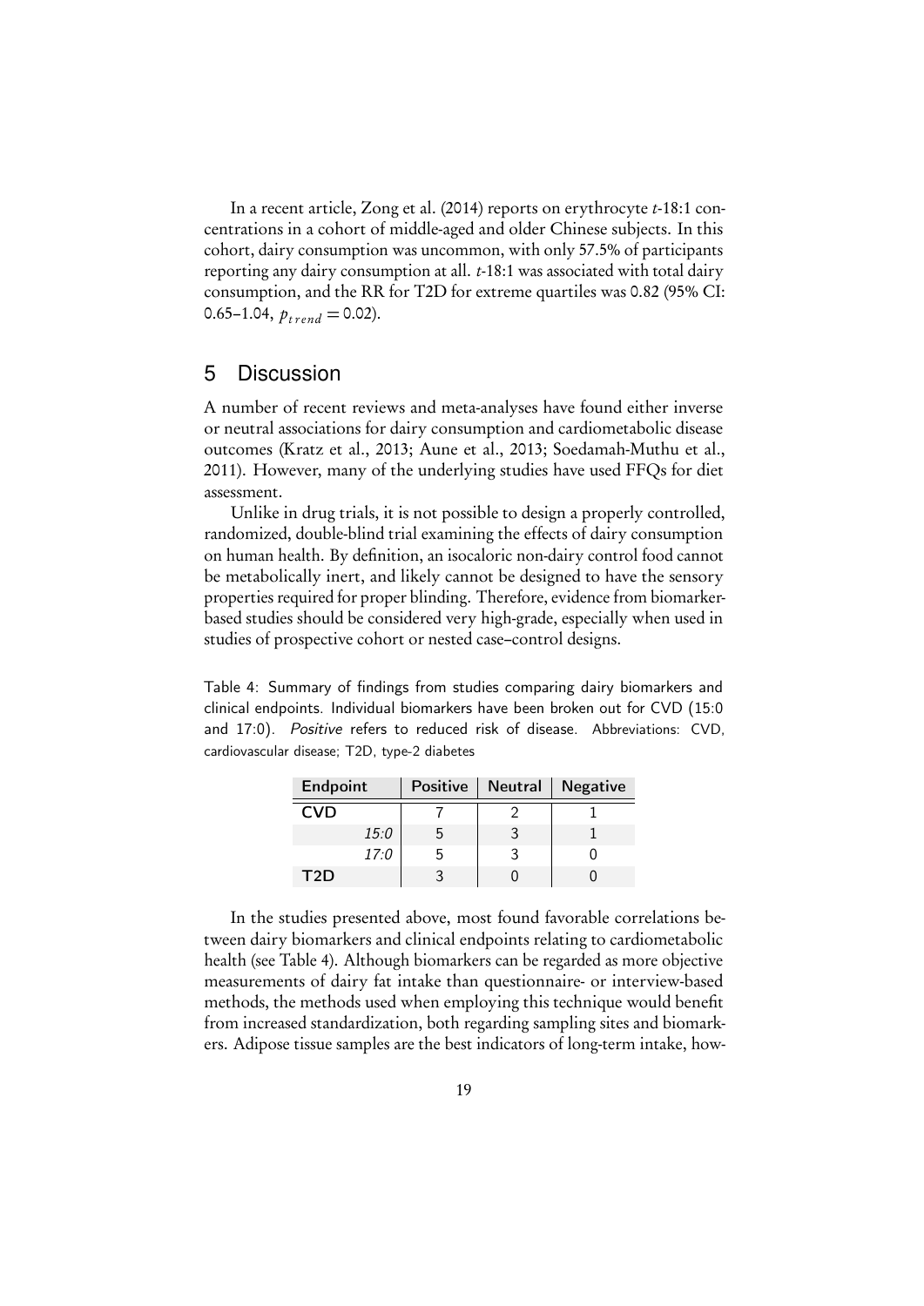In a recent article, Zong et al. (2014) reports on erythrocyte *t*-18:1 concentrations in a cohort of middle-aged and older Chinese subjects. In this cohort, dairy consumption was uncommon, with only 57.5% of participants reporting any dairy consumption at all. *t*-18:1 was associated with total dairy consumption, and the RR for T2D for extreme quartiles was 0.82 (95% CI: 0.65–1.04, $p_{trend} = 0.02$).

## 5 Discussion

A number of recent reviews and meta-analyses have found either inverse or neutral associations for dairy consumption and cardiometabolic disease outcomes (Kratz et al., 2013; Aune et al., 2013; Soedamah-Muthu et al., 2011). However, many of the underlying studies have used FFQs for diet assessment.

Unlike in drug trials, it is not possible to design a properly controlled, randomized, double-blind trial examining the effects of dairy consumption on human health. By definition, an isocaloric non-dairy control food cannot be metabolically inert, and likely cannot be designed to have the sensory properties required for proper blinding. Therefore, evidence from biomarker-based studies should be considered very high-grade, especially when used in studies of prospective cohort or nested case–control designs.

Table 4: Summary of findings from studies comparing dairy biomarkers and clinical endpoints. Individual biomarkers have been broken out for CVD (15:0 and 17:0). *Positive* refers to reduced risk of disease. Abbreviations: CVD, cardiovascular disease; T2D, type-2 diabetes

| Endpoint | Positive | Neutral | Negative |
|---|---|---|---|
| **CVD** | 7 | 2 | 1 |
| *15:0* | 5 | 3 | 1 |
| *17:0* | 5 | 3 | 0 |
| **T2D** | 3 | 0 | 0 |

In the studies presented above, most found favorable correlations between dairy biomarkers and clinical endpoints relating to cardiometabolic health (see Table 4). Although biomarkers can be regarded as more objective measurements of dairy fat intake than questionnaire- or interview-based methods, the methods used when employing this technique would benefit from increased standardization, both regarding sampling sites and biomarkers. Adipose tissue samples are the best indicators of long-term intake, how-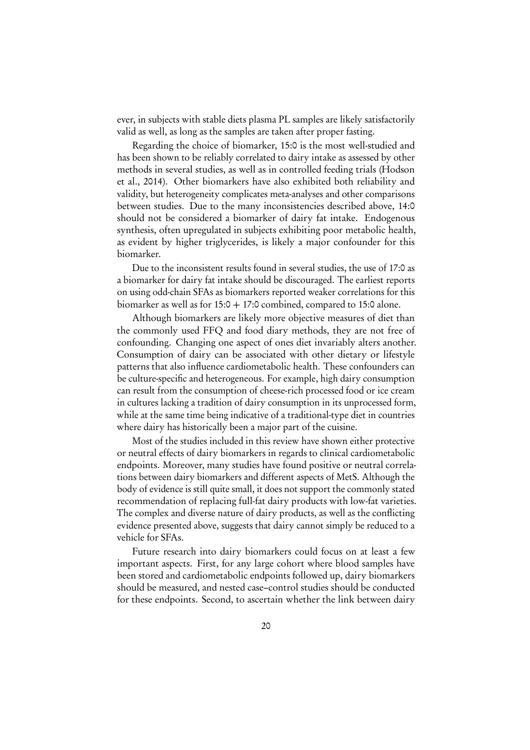ever, in subjects with stable diets plasma PL samples are likely satisfactorily valid as well, as long as the samples are taken after proper fasting.

Regarding the choice of biomarker, 15:0 is the most well-studied and has been shown to be reliably correlated to dairy intake as assessed by other methods in several studies, as well as in controlled feeding trials (Hodson et al., 2014). Other biomarkers have also exhibited both reliability and validity, but heterogeneity complicates meta-analyses and other comparisons between studies. Due to the many inconsistencies described above, 14:0 should not be considered a biomarker of dairy fat intake. Endogenous synthesis, often upregulated in subjects exhibiting poor metabolic health, as evident by higher triglycerides, is likely a major confounder for this biomarker.

Due to the inconsistent results found in several studies, the use of 17:0 as a biomarker for dairy fat intake should be discouraged. The earliest reports on using odd-chain SFAs as biomarkers reported weaker correlations for this biomarker as well as for 15:0 + 17:0 combined, compared to 15:0 alone.

Although biomarkers are likely more objective measures of diet than the commonly used FFQ and food diary methods, they are not free of confounding. Changing one aspect of ones diet invariably alters another. Consumption of dairy can be associated with other dietary or lifestyle patterns that also influence cardiometabolic health. These confounders can be culture-specific and heterogeneous. For example, high dairy consumption can result from the consumption of cheese-rich processed food or ice cream in cultures lacking a tradition of dairy consumption in its unprocessed form, while at the same time being indicative of a traditional-type diet in countries where dairy has historically been a major part of the cuisine.

Most of the studies included in this review have shown either protective or neutral effects of dairy biomarkers in regards to clinical cardiometabolic endpoints. Moreover, many studies have found positive or neutral correlations between dairy biomarkers and different aspects of MetS. Although the body of evidence is still quite small, it does not support the commonly stated recommendation of replacing full-fat dairy products with low-fat varieties. The complex and diverse nature of dairy products, as well as the conflicting evidence presented above, suggests that dairy cannot simply be reduced to a vehicle for SFAs.

Future research into dairy biomarkers could focus on at least a few important aspects. First, for any large cohort where blood samples have been stored and cardiometabolic endpoints followed up, dairy biomarkers should be measured, and nested case–control studies should be conducted for these endpoints. Second, to ascertain whether the link between dairy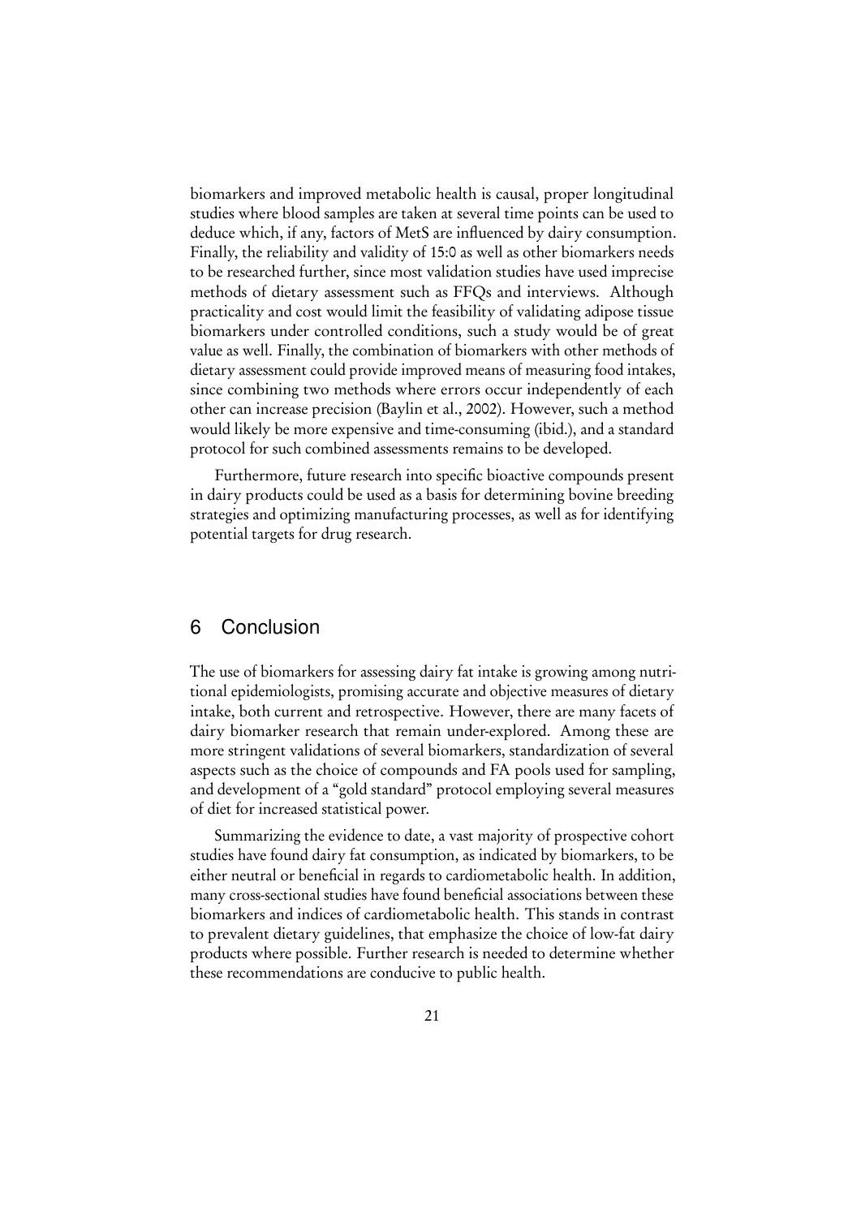biomarkers and improved metabolic health is causal, proper longitudinal studies where blood samples are taken at several time points can be used to deduce which, if any, factors of MetS are influenced by dairy consumption. Finally, the reliability and validity of 15:0 as well as other biomarkers needs to be researched further, since most validation studies have used imprecise methods of dietary assessment such as FFQs and interviews. Although practicality and cost would limit the feasibility of validating adipose tissue biomarkers under controlled conditions, such a study would be of great value as well. Finally, the combination of biomarkers with other methods of dietary assessment could provide improved means of measuring food intakes, since combining two methods where errors occur independently of each other can increase precision (Baylin et al., 2002). However, such a method would likely be more expensive and time-consuming (ibid.), and a standard protocol for such combined assessments remains to be developed.

Furthermore, future research into specific bioactive compounds present in dairy products could be used as a basis for determining bovine breeding strategies and optimizing manufacturing processes, as well as for identifying potential targets for drug research.

# 6 Conclusion

The use of biomarkers for assessing dairy fat intake is growing among nutritional epidemiologists, promising accurate and objective measures of dietary intake, both current and retrospective. However, there are many facets of dairy biomarker research that remain under-explored. Among these are more stringent validations of several biomarkers, standardization of several aspects such as the choice of compounds and FA pools used for sampling, and development of a "gold standard" protocol employing several measures of diet for increased statistical power.

Summarizing the evidence to date, a vast majority of prospective cohort studies have found dairy fat consumption, as indicated by biomarkers, to be either neutral or beneficial in regards to cardiometabolic health. In addition, many cross-sectional studies have found beneficial associations between these biomarkers and indices of cardiometabolic health. This stands in contrast to prevalent dietary guidelines, that emphasize the choice of low-fat dairy products where possible. Further research is needed to determine whether these recommendations are conducive to public health.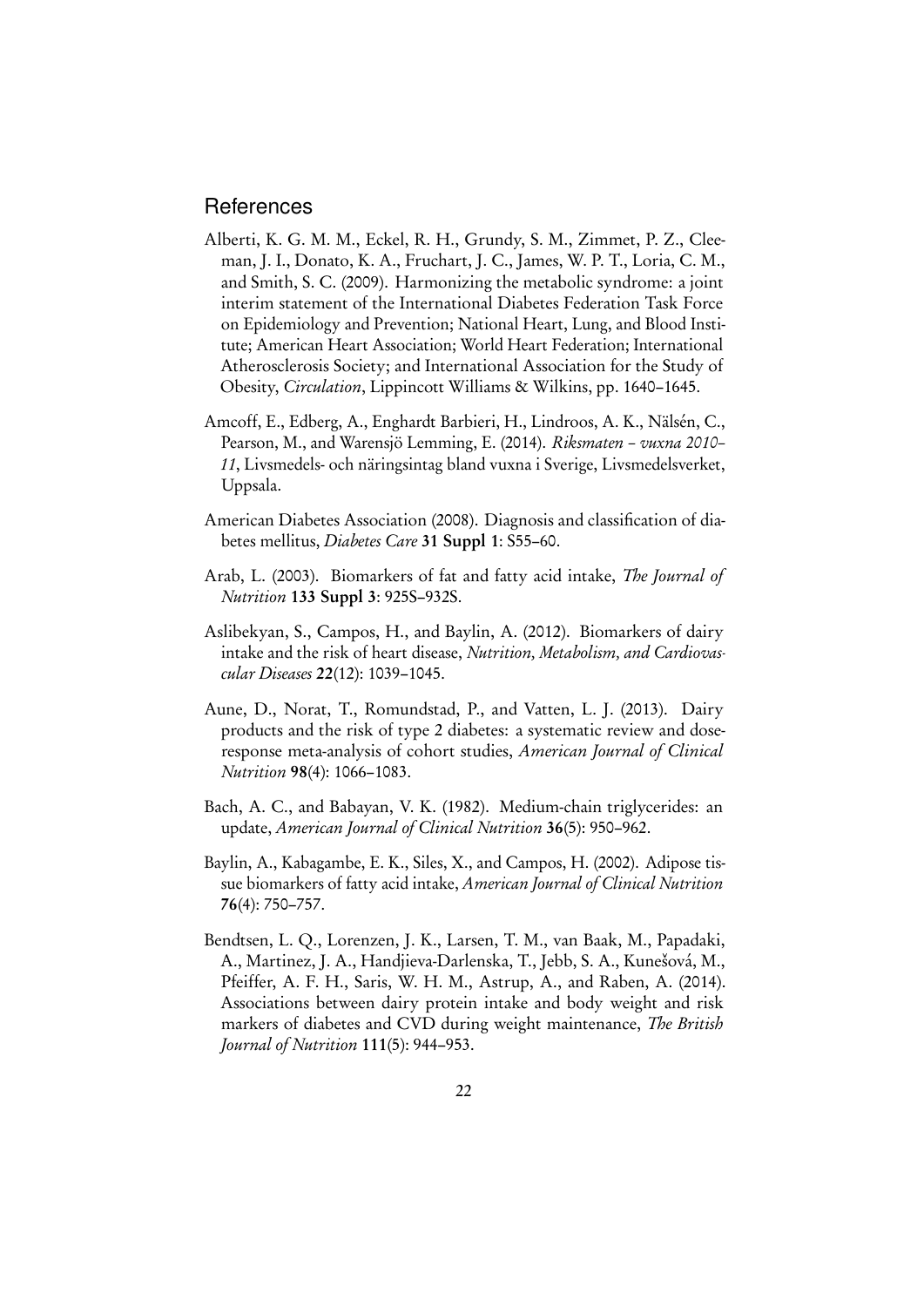## References

Alberti, K. G. M. M., Eckel, R. H., Grundy, S. M., Zimmet, P. Z., Cleeman, J. I., Donato, K. A., Fruchart, J. C., James, W. P. T., Loria, C. M., and Smith, S. C. (2009). Harmonizing the metabolic syndrome: a joint interim statement of the International Diabetes Federation Task Force on Epidemiology and Prevention; National Heart, Lung, and Blood Institute; American Heart Association; World Heart Federation; International Atherosclerosis Society; and International Association for the Study of Obesity, *Circulation*, Lippincott Williams & Wilkins, pp. 1640–1645.

Amcoff, E., Edberg, A., Enghardt Barbieri, H., Lindroos, A. K., Nälsén, C., Pearson, M., and Warensjö Lemming, E. (2014). *Riksmaten – vuxna 2010–11*, Livsmedels- och näringsintag bland vuxna i Sverige, Livsmedelsverket, Uppsala.

American Diabetes Association (2008). Diagnosis and classification of diabetes mellitus, *Diabetes Care* **31 Suppl 1**: S55–60.

Arab, L. (2003). Biomarkers of fat and fatty acid intake, *The Journal of Nutrition* **133 Suppl 3**: 925S–932S.

Aslibekyan, S., Campos, H., and Baylin, A. (2012). Biomarkers of dairy intake and the risk of heart disease, *Nutrition, Metabolism, and Cardiovascular Diseases* **22**(12): 1039–1045.

Aune, D., Norat, T., Romundstad, P., and Vatten, L. J. (2013). Dairy products and the risk of type 2 diabetes: a systematic review and dose-response meta-analysis of cohort studies, *American Journal of Clinical Nutrition* **98**(4): 1066–1083.

Bach, A. C., and Babayan, V. K. (1982). Medium-chain triglycerides: an update, *American Journal of Clinical Nutrition* **36**(5): 950–962.

Baylin, A., Kabagambe, E. K., Siles, X., and Campos, H. (2002). Adipose tissue biomarkers of fatty acid intake, *American Journal of Clinical Nutrition* **76**(4): 750–757.

Bendtsen, L. Q., Lorenzen, J. K., Larsen, T. M., van Baak, M., Papadaki, A., Martinez, J. A., Handjieva-Darlenska, T., Jebb, S. A., Kunešová, M., Pfeiffer, A. F. H., Saris, W. H. M., Astrup, A., and Raben, A. (2014). Associations between dairy protein intake and body weight and risk markers of diabetes and CVD during weight maintenance, *The British Journal of Nutrition* **111**(5): 944–953.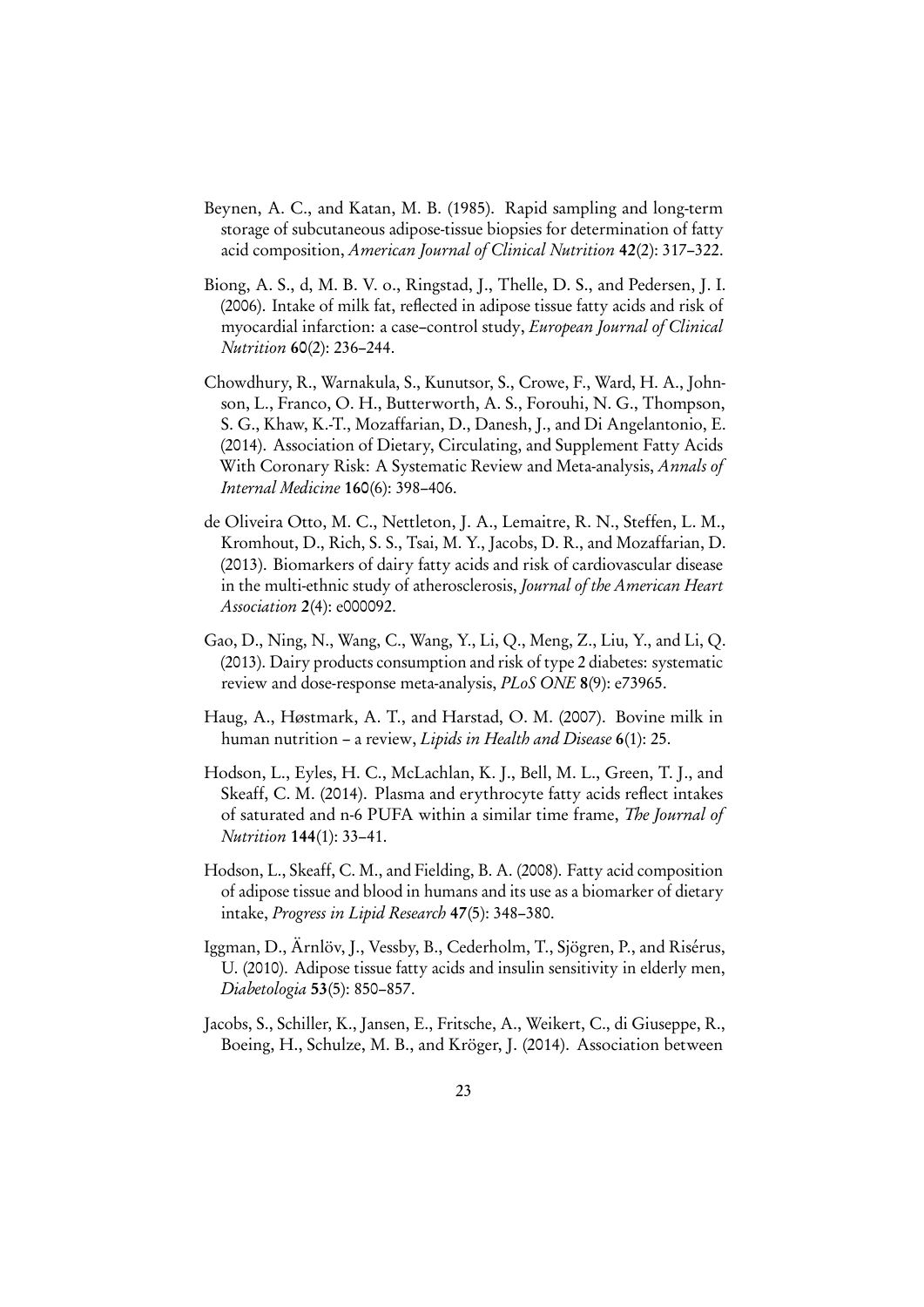Beynen, A. C., and Katan, M. B. (1985). Rapid sampling and long-term storage of subcutaneous adipose-tissue biopsies for determination of fatty acid composition, *American Journal of Clinical Nutrition* **42**(2): 317–322.

Biong, A. S., d, M. B. V. o., Ringstad, J., Thelle, D. S., and Pedersen, J. I. (2006). Intake of milk fat, reflected in adipose tissue fatty acids and risk of myocardial infarction: a case–control study, *European Journal of Clinical Nutrition* **60**(2): 236–244.

Chowdhury, R., Warnakula, S., Kunutsor, S., Crowe, F., Ward, H. A., Johnson, L., Franco, O. H., Butterworth, A. S., Forouhi, N. G., Thompson, S. G., Khaw, K.-T., Mozaffarian, D., Danesh, J., and Di Angelantonio, E. (2014). Association of Dietary, Circulating, and Supplement Fatty Acids With Coronary Risk: A Systematic Review and Meta-analysis, *Annals of Internal Medicine* **160**(6): 398–406.

de Oliveira Otto, M. C., Nettleton, J. A., Lemaitre, R. N., Steffen, L. M., Kromhout, D., Rich, S. S., Tsai, M. Y., Jacobs, D. R., and Mozaffarian, D. (2013). Biomarkers of dairy fatty acids and risk of cardiovascular disease in the multi-ethnic study of atherosclerosis, *Journal of the American Heart Association* **2**(4): e000092.

Gao, D., Ning, N., Wang, C., Wang, Y., Li, Q., Meng, Z., Liu, Y., and Li, Q. (2013). Dairy products consumption and risk of type 2 diabetes: systematic review and dose-response meta-analysis, *PLoS ONE* **8**(9): e73965.

Haug, A., Høstmark, A. T., and Harstad, O. M. (2007). Bovine milk in human nutrition – a review, *Lipids in Health and Disease* **6**(1): 25.

Hodson, L., Eyles, H. C., McLachlan, K. J., Bell, M. L., Green, T. J., and Skeaff, C. M. (2014). Plasma and erythrocyte fatty acids reflect intakes of saturated and n-6 PUFA within a similar time frame, *The Journal of Nutrition* **144**(1): 33–41.

Hodson, L., Skeaff, C. M., and Fielding, B. A. (2008). Fatty acid composition of adipose tissue and blood in humans and its use as a biomarker of dietary intake, *Progress in Lipid Research* **47**(5): 348–380.

Iggman, D., Ärnlöv, J., Vessby, B., Cederholm, T., Sjögren, P., and Risérus, U. (2010). Adipose tissue fatty acids and insulin sensitivity in elderly men, *Diabetologia* **53**(5): 850–857.

Jacobs, S., Schiller, K., Jansen, E., Fritsche, A., Weikert, C., di Giuseppe, R., Boeing, H., Schulze, M. B., and Kröger, J. (2014). Association between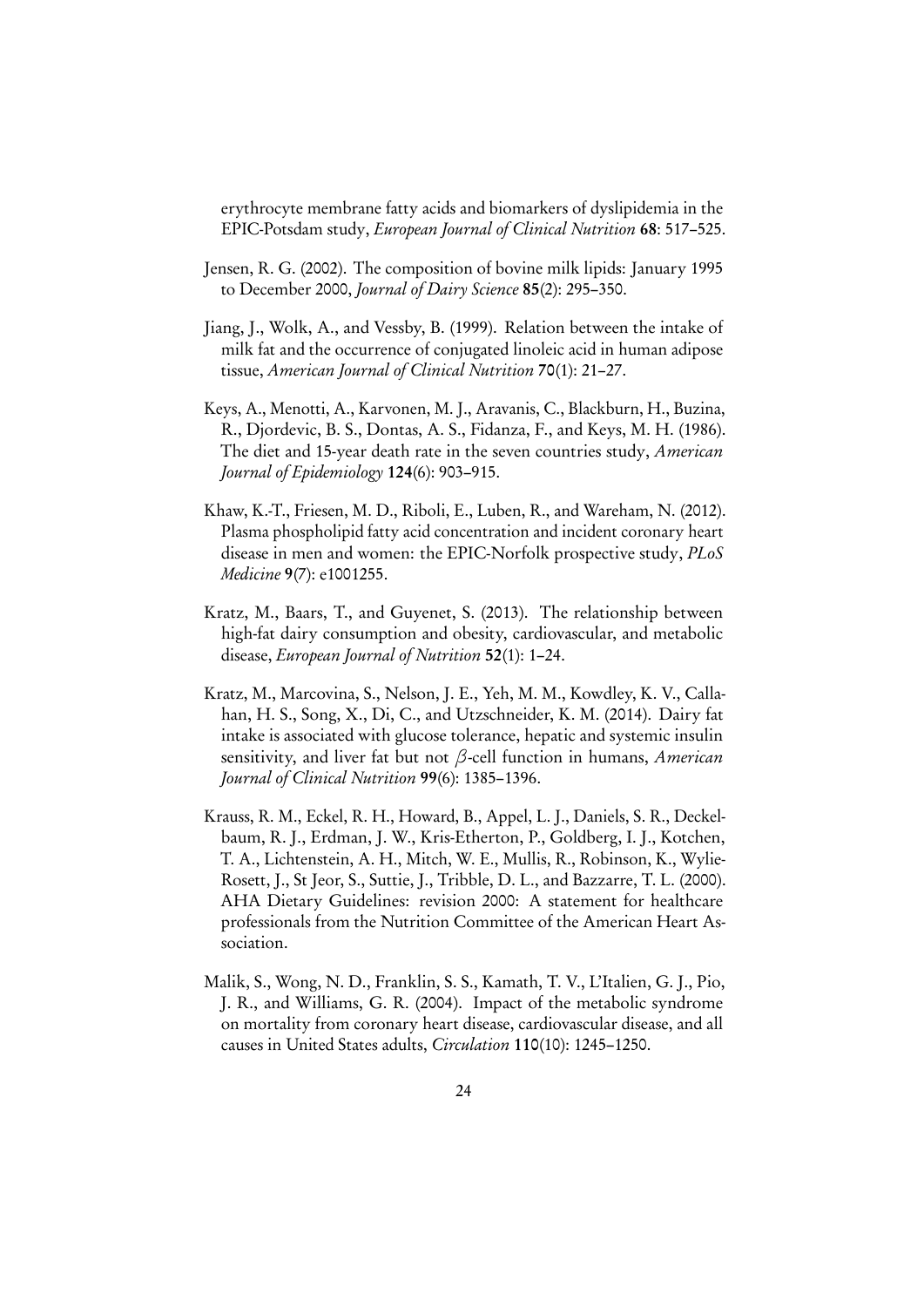erythrocyte membrane fatty acids and biomarkers of dyslipidemia in the EPIC-Potsdam study, *European Journal of Clinical Nutrition* **68**: 517–525.

Jensen, R. G. (2002). The composition of bovine milk lipids: January 1995 to December 2000, *Journal of Dairy Science* **85**(2): 295–350.

Jiang, J., Wolk, A., and Vessby, B. (1999). Relation between the intake of milk fat and the occurrence of conjugated linoleic acid in human adipose tissue, *American Journal of Clinical Nutrition* **70**(1): 21–27.

Keys, A., Menotti, A., Karvonen, M. J., Aravanis, C., Blackburn, H., Buzina, R., Djordevic, B. S., Dontas, A. S., Fidanza, F., and Keys, M. H. (1986). The diet and 15-year death rate in the seven countries study, *American Journal of Epidemiology* **124**(6): 903–915.

Khaw, K.-T., Friesen, M. D., Riboli, E., Luben, R., and Wareham, N. (2012). Plasma phospholipid fatty acid concentration and incident coronary heart disease in men and women: the EPIC-Norfolk prospective study, *PLoS Medicine* **9**(7): e1001255.

Kratz, M., Baars, T., and Guyenet, S. (2013). The relationship between high-fat dairy consumption and obesity, cardiovascular, and metabolic disease, *European Journal of Nutrition* **52**(1): 1–24.

Kratz, M., Marcovina, S., Nelson, J. E., Yeh, M. M., Kowdley, K. V., Callahan, H. S., Song, X., Di, C., and Utzschneider, K. M. (2014). Dairy fat intake is associated with glucose tolerance, hepatic and systemic insulin sensitivity, and liver fat but not $\beta$-cell function in humans, *American Journal of Clinical Nutrition* **99**(6): 1385–1396.

Krauss, R. M., Eckel, R. H., Howard, B., Appel, L. J., Daniels, S. R., Deckelbaum, R. J., Erdman, J. W., Kris-Etherton, P., Goldberg, I. J., Kotchen, T. A., Lichtenstein, A. H., Mitch, W. E., Mullis, R., Robinson, K., Wylie-Rosett, J., St Jeor, S., Suttie, J., Tribble, D. L., and Bazzarre, T. L. (2000). AHA Dietary Guidelines: revision 2000: A statement for healthcare professionals from the Nutrition Committee of the American Heart Association.

Malik, S., Wong, N. D., Franklin, S. S., Kamath, T. V., L'Italien, G. J., Pio, J. R., and Williams, G. R. (2004). Impact of the metabolic syndrome on mortality from coronary heart disease, cardiovascular disease, and all causes in United States adults, *Circulation* **110**(10): 1245–1250.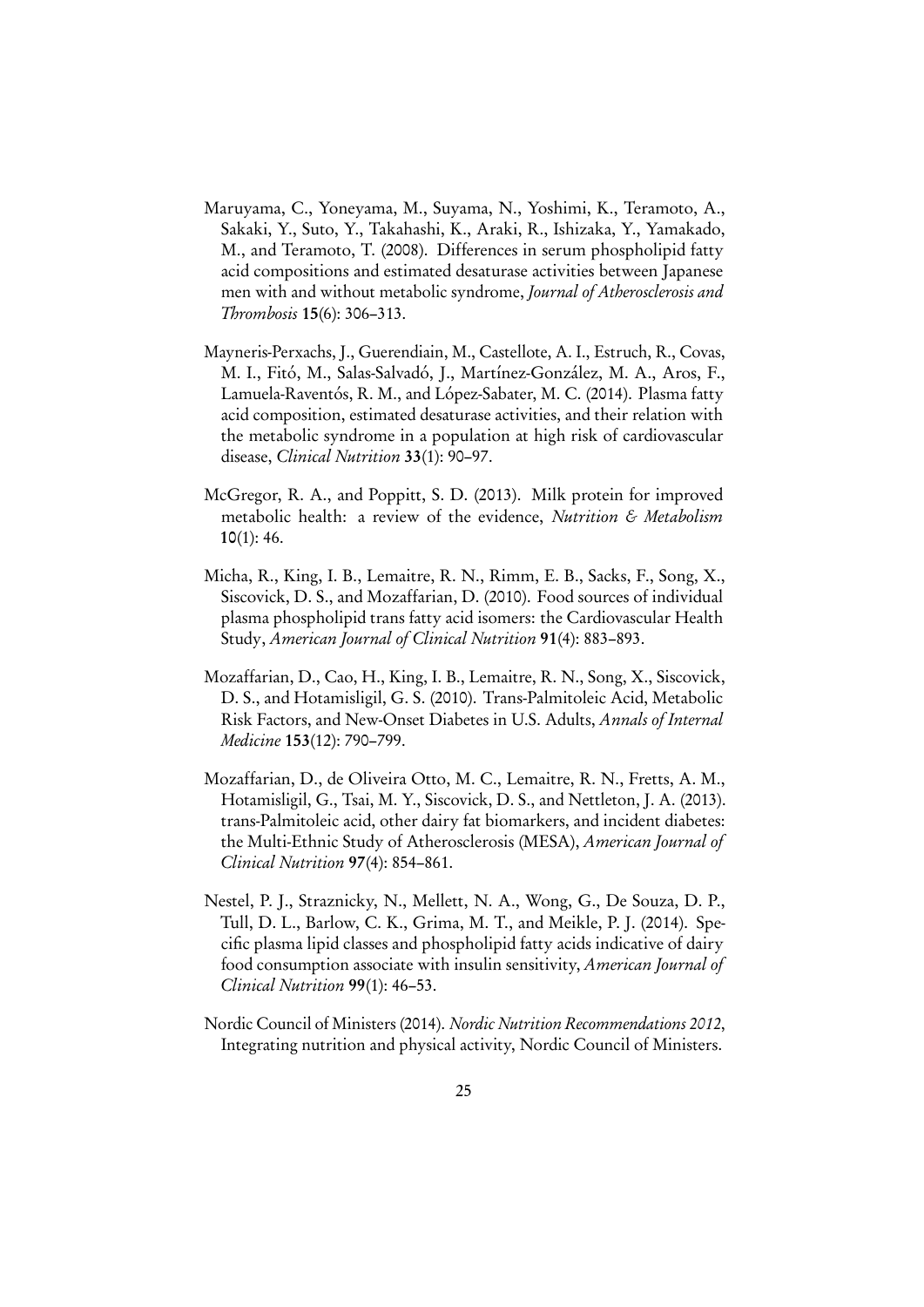Maruyama, C., Yoneyama, M., Suyama, N., Yoshimi, K., Teramoto, A., Sakaki, Y., Suto, Y., Takahashi, K., Araki, R., Ishizaka, Y., Yamakado, M., and Teramoto, T. (2008). Differences in serum phospholipid fatty acid compositions and estimated desaturase activities between Japanese men with and without metabolic syndrome, *Journal of Atherosclerosis and Thrombosis* **15**(6): 306–313.

Mayneris-Perxachs, J., Guerendiain, M., Castellote, A. I., Estruch, R., Covas, M. I., Fitó, M., Salas-Salvadó, J., Martínez-González, M. A., Aros, F., Lamuela-Raventós, R. M., and López-Sabater, M. C. (2014). Plasma fatty acid composition, estimated desaturase activities, and their relation with the metabolic syndrome in a population at high risk of cardiovascular disease, *Clinical Nutrition* **33**(1): 90–97.

McGregor, R. A., and Poppitt, S. D. (2013). Milk protein for improved metabolic health: a review of the evidence, *Nutrition & Metabolism* **10**(1): 46.

Micha, R., King, I. B., Lemaitre, R. N., Rimm, E. B., Sacks, F., Song, X., Siscovick, D. S., and Mozaffarian, D. (2010). Food sources of individual plasma phospholipid trans fatty acid isomers: the Cardiovascular Health Study, *American Journal of Clinical Nutrition* **91**(4): 883–893.

Mozaffarian, D., Cao, H., King, I. B., Lemaitre, R. N., Song, X., Siscovick, D. S., and Hotamisligil, G. S. (2010). Trans-Palmitoleic Acid, Metabolic Risk Factors, and New-Onset Diabetes in U.S. Adults, *Annals of Internal Medicine* **153**(12): 790–799.

Mozaffarian, D., de Oliveira Otto, M. C., Lemaitre, R. N., Fretts, A. M., Hotamisligil, G., Tsai, M. Y., Siscovick, D. S., and Nettleton, J. A. (2013). trans-Palmitoleic acid, other dairy fat biomarkers, and incident diabetes: the Multi-Ethnic Study of Atherosclerosis (MESA), *American Journal of Clinical Nutrition* **97**(4): 854–861.

Nestel, P. J., Straznicky, N., Mellett, N. A., Wong, G., De Souza, D. P., Tull, D. L., Barlow, C. K., Grima, M. T., and Meikle, P. J. (2014). Specific plasma lipid classes and phospholipid fatty acids indicative of dairy food consumption associate with insulin sensitivity, *American Journal of Clinical Nutrition* **99**(1): 46–53.

Nordic Council of Ministers (2014). *Nordic Nutrition Recommendations 2012*, Integrating nutrition and physical activity, Nordic Council of Ministers.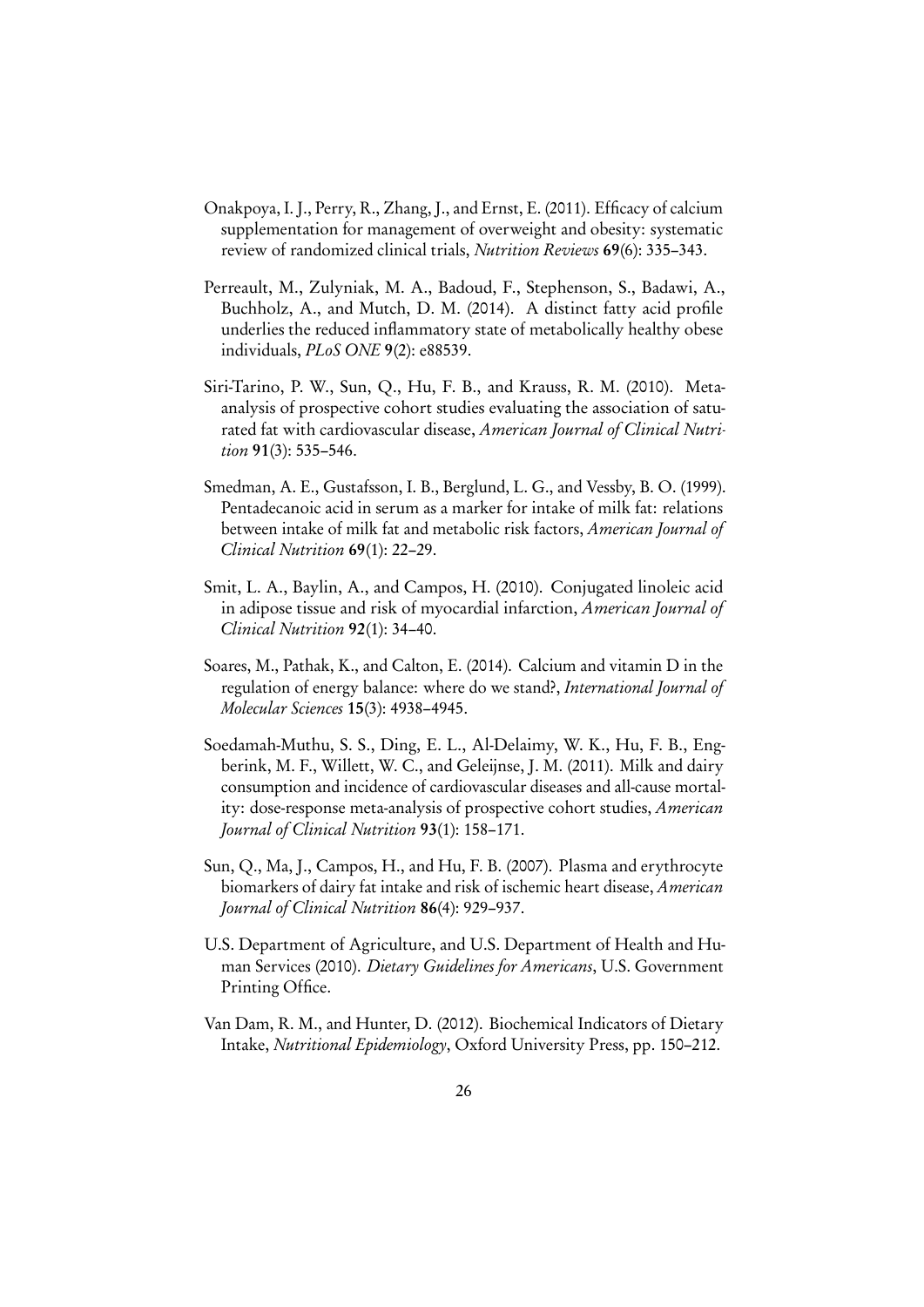Onakpoya, I. J., Perry, R., Zhang, J., and Ernst, E. (2011). Efficacy of calcium supplementation for management of overweight and obesity: systematic review of randomized clinical trials, *Nutrition Reviews* **69**(6): 335–343.

Perreault, M., Zulyniak, M. A., Badoud, F., Stephenson, S., Badawi, A., Buchholz, A., and Mutch, D. M. (2014). A distinct fatty acid profile underlies the reduced inflammatory state of metabolically healthy obese individuals, *PLoS ONE* **9**(2): e88539.

Siri-Tarino, P. W., Sun, Q., Hu, F. B., and Krauss, R. M. (2010). Meta-analysis of prospective cohort studies evaluating the association of saturated fat with cardiovascular disease, *American Journal of Clinical Nutrition* **91**(3): 535–546.

Smedman, A. E., Gustafsson, I. B., Berglund, L. G., and Vessby, B. O. (1999). Pentadecanoic acid in serum as a marker for intake of milk fat: relations between intake of milk fat and metabolic risk factors, *American Journal of Clinical Nutrition* **69**(1): 22–29.

Smit, L. A., Baylin, A., and Campos, H. (2010). Conjugated linoleic acid in adipose tissue and risk of myocardial infarction, *American Journal of Clinical Nutrition* **92**(1): 34–40.

Soares, M., Pathak, K., and Calton, E. (2014). Calcium and vitamin D in the regulation of energy balance: where do we stand?, *International Journal of Molecular Sciences* **15**(3): 4938–4945.

Soedamah-Muthu, S. S., Ding, E. L., Al-Delaimy, W. K., Hu, F. B., Engberink, M. F., Willett, W. C., and Geleijnse, J. M. (2011). Milk and dairy consumption and incidence of cardiovascular diseases and all-cause mortality: dose-response meta-analysis of prospective cohort studies, *American Journal of Clinical Nutrition* **93**(1): 158–171.

Sun, Q., Ma, J., Campos, H., and Hu, F. B. (2007). Plasma and erythrocyte biomarkers of dairy fat intake and risk of ischemic heart disease, *American Journal of Clinical Nutrition* **86**(4): 929–937.

U.S. Department of Agriculture, and U.S. Department of Health and Human Services (2010). *Dietary Guidelines for Americans*, U.S. Government Printing Office.

Van Dam, R. M., and Hunter, D. (2012). Biochemical Indicators of Dietary Intake, *Nutritional Epidemiology*, Oxford University Press, pp. 150–212.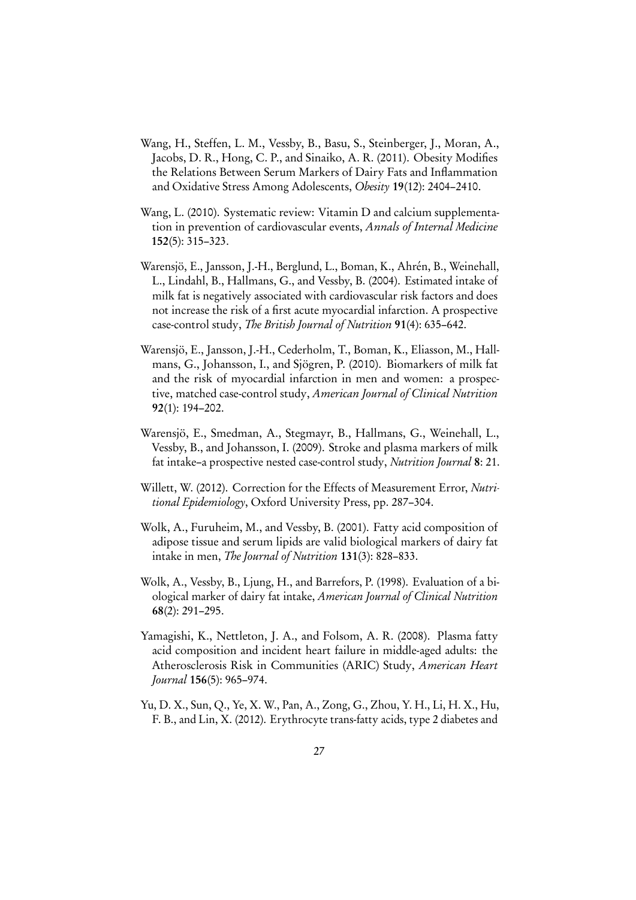Wang, H., Steffen, L. M., Vessby, B., Basu, S., Steinberger, J., Moran, A., Jacobs, D. R., Hong, C. P., and Sinaiko, A. R. (2011). Obesity Modifies the Relations Between Serum Markers of Dairy Fats and Inflammation and Oxidative Stress Among Adolescents, *Obesity* **19**(12): 2404–2410.

Wang, L. (2010). Systematic review: Vitamin D and calcium supplementation in prevention of cardiovascular events, *Annals of Internal Medicine* **152**(5): 315–323.

Warensjö, E., Jansson, J.-H., Berglund, L., Boman, K., Ahrén, B., Weinehall, L., Lindahl, B., Hallmans, G., and Vessby, B. (2004). Estimated intake of milk fat is negatively associated with cardiovascular risk factors and does not increase the risk of a first acute myocardial infarction. A prospective case-control study, *The British Journal of Nutrition* **91**(4): 635–642.

Warensjö, E., Jansson, J.-H., Cederholm, T., Boman, K., Eliasson, M., Hallmans, G., Johansson, I., and Sjögren, P. (2010). Biomarkers of milk fat and the risk of myocardial infarction in men and women: a prospective, matched case-control study, *American Journal of Clinical Nutrition* **92**(1): 194–202.

Warensjö, E., Smedman, A., Stegmayr, B., Hallmans, G., Weinehall, L., Vessby, B., and Johansson, I. (2009). Stroke and plasma markers of milk fat intake–a prospective nested case-control study, *Nutrition Journal* **8**: 21.

Willett, W. (2012). Correction for the Effects of Measurement Error, *Nutritional Epidemiology*, Oxford University Press, pp. 287–304.

Wolk, A., Furuheim, M., and Vessby, B. (2001). Fatty acid composition of adipose tissue and serum lipids are valid biological markers of dairy fat intake in men, *The Journal of Nutrition* **131**(3): 828–833.

Wolk, A., Vessby, B., Ljung, H., and Barrefors, P. (1998). Evaluation of a biological marker of dairy fat intake, *American Journal of Clinical Nutrition* **68**(2): 291–295.

Yamagishi, K., Nettleton, J. A., and Folsom, A. R. (2008). Plasma fatty acid composition and incident heart failure in middle-aged adults: the Atherosclerosis Risk in Communities (ARIC) Study, *American Heart Journal* **156**(5): 965–974.

Yu, D. X., Sun, Q., Ye, X. W., Pan, A., Zong, G., Zhou, Y. H., Li, H. X., Hu, F. B., and Lin, X. (2012). Erythrocyte trans-fatty acids, type 2 diabetes and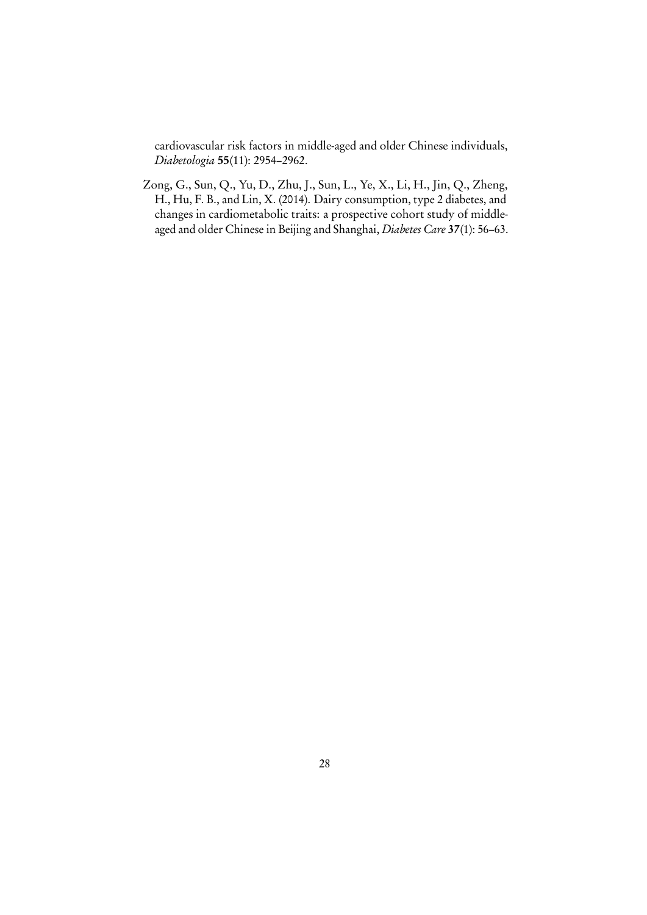cardiovascular risk factors in middle-aged and older Chinese individuals, *Diabetologia* **55**(11): 2954–2962.

Zong, G., Sun, Q., Yu, D., Zhu, J., Sun, L., Ye, X., Li, H., Jin, Q., Zheng, H., Hu, F. B., and Lin, X. (2014). Dairy consumption, type 2 diabetes, and changes in cardiometabolic traits: a prospective cohort study of middle-aged and older Chinese in Beijing and Shanghai, *Diabetes Care* **37**(1): 56–63.